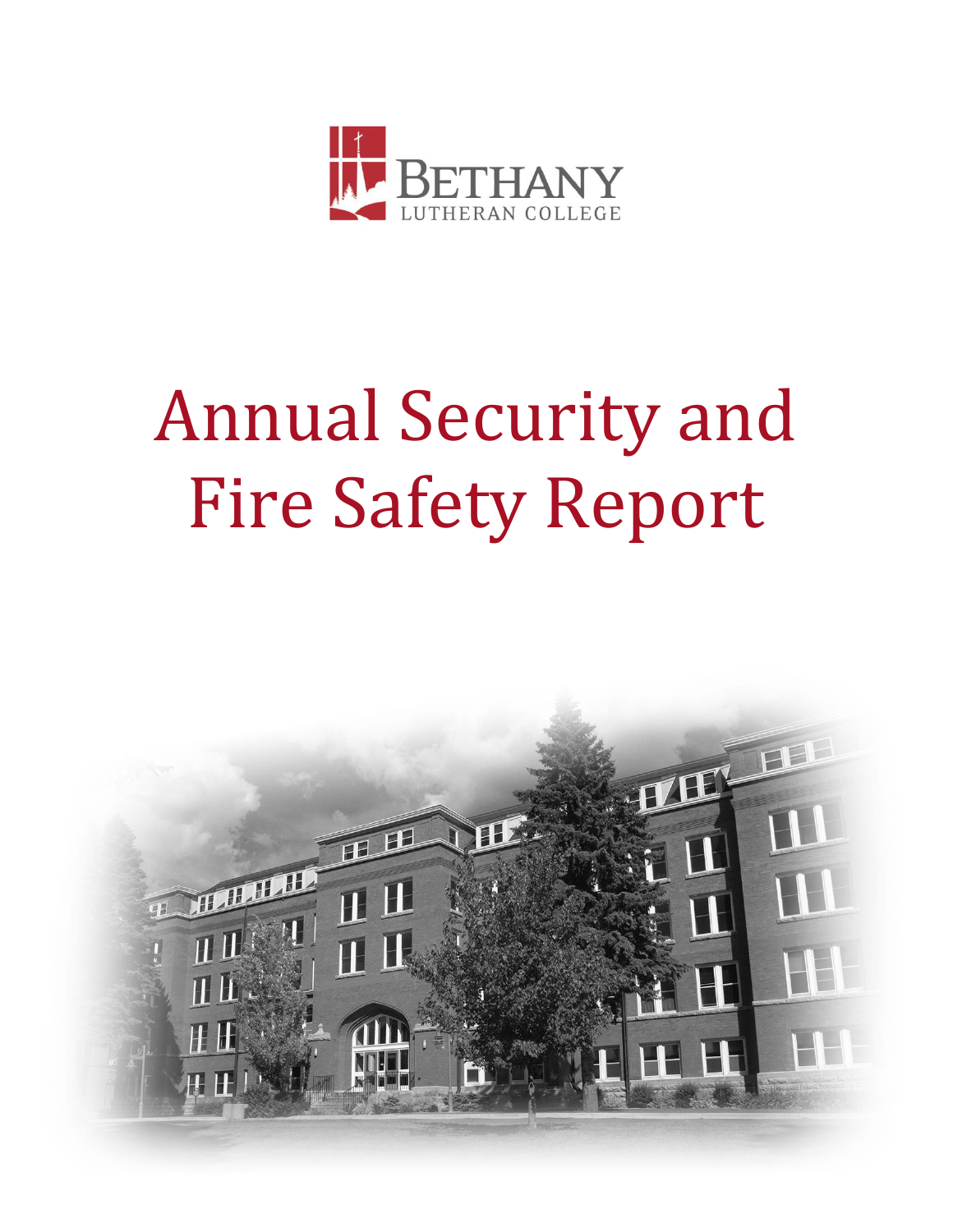Bethany Lutheran College

# Annual Security and Fire Safety Report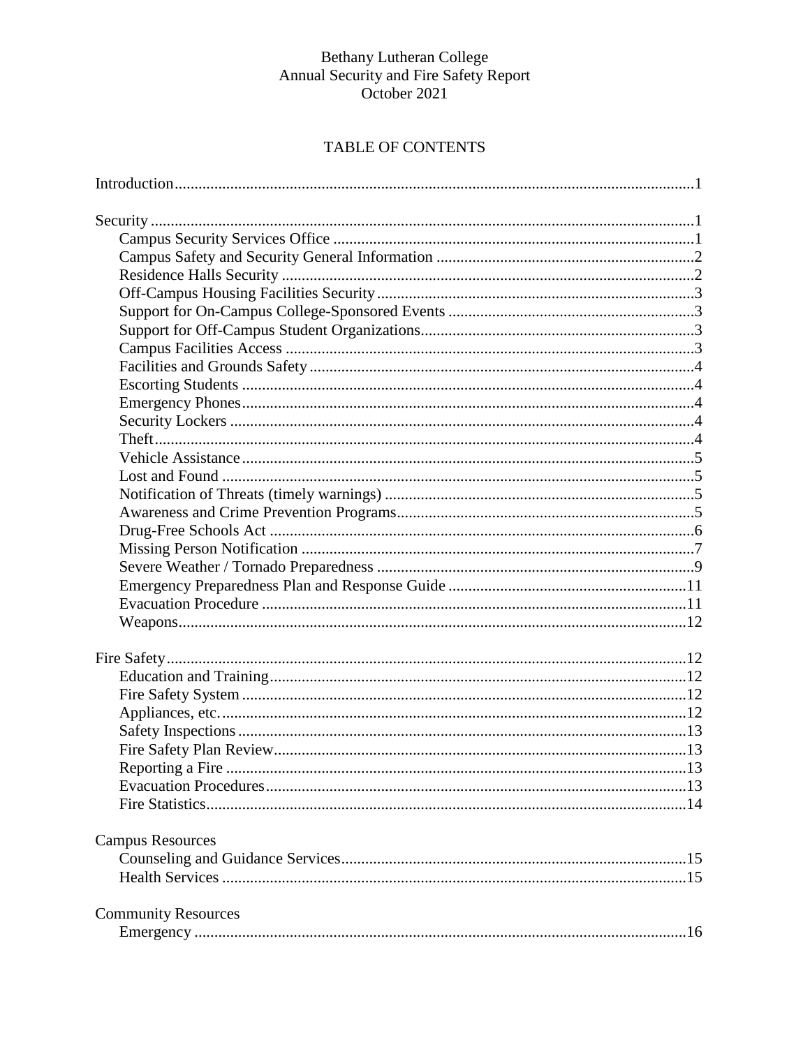Bethany Lutheran College
Annual Security and Fire Safety Report
October 2021

# TABLE OF CONTENTS

Introduction................................................................................................................1

Security.......................................................................................................................1
- Campus Security Services Office ..........................................................................1
- Campus Safety and Security General Information ................................................2
- Residence Halls Security ......................................................................................2
- Off-Campus Housing Facilities Security..............................................................3
- Support for On-Campus College-Sponsored Events .............................................3
- Support for Off-Campus Student Organizations....................................................3
- Campus Facilities Access ......................................................................................3
- Facilities and Grounds Safety ................................................................................4
- Escorting Students .................................................................................................4
- Emergency Phones.................................................................................................4
- Security Lockers ....................................................................................................4
- Theft.......................................................................................................................4
- Vehicle Assistance .................................................................................................5
- Lost and Found ......................................................................................................5
- Notification of Threats (timely warnings) .............................................................5
- Awareness and Crime Prevention Programs...........................................................5
- Drug-Free Schools Act ..........................................................................................6
- Missing Person Notification ..................................................................................7
- Severe Weather / Tornado Preparedness ...............................................................9
- Emergency Preparedness Plan and Response Guide ............................................11
- Evacuation Procedure ..........................................................................................11
- Weapons...............................................................................................................12

Fire Safety..................................................................................................................12
- Education and Training........................................................................................12
- Fire Safety System ...............................................................................................12
- Appliances, etc. ....................................................................................................12
- Safety Inspections ................................................................................................13
- Fire Safety Plan Review.......................................................................................13
- Reporting a Fire ...................................................................................................13
- Evacuation Procedures.........................................................................................13
- Fire Statistics........................................................................................................14

Campus Resources
- Counseling and Guidance Services.......................................................................15
- Health Services ....................................................................................................15

Community Resources
- Emergency ...........................................................................................................16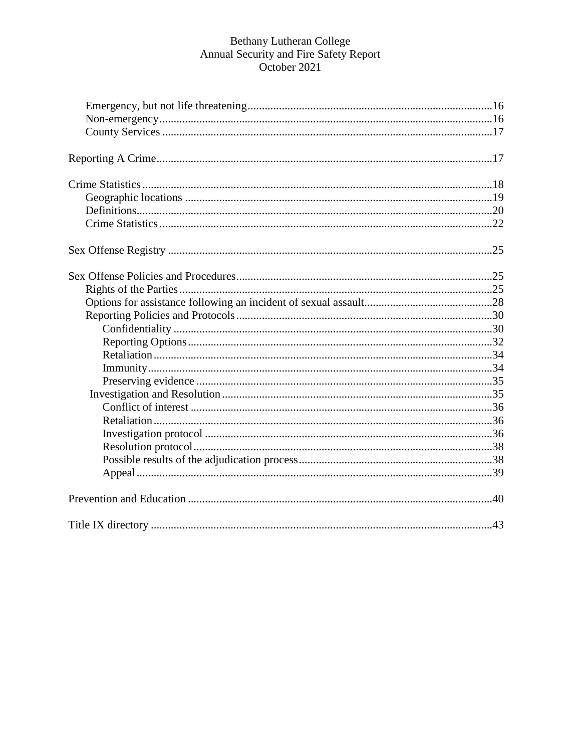Bethany Lutheran College
Annual Security and Fire Safety Report
October 2021

- Emergency, but not life threatening.....16
- Non-emergency.....16
- County Services.....17

Reporting A Crime.....17

Crime Statistics.....18

- Geographic locations.....19
- Definitions.....20
- Crime Statistics.....22

Sex Offense Registry.....25

Sex Offense Policies and Procedures.....25

- Rights of the Parties.....25
- Options for assistance following an incident of sexual assault.....28
- Reporting Policies and Protocols.....30
  - Confidentiality.....30
  - Reporting Options.....32
  - Retaliation.....34
  - Immunity.....34
  - Preserving evidence.....35
- Investigation and Resolution.....35
  - Conflict of interest.....36
  - Retaliation.....36
  - Investigation protocol.....36
  - Resolution protocol.....38
  - Possible results of the adjudication process.....38
  - Appeal.....39

Prevention and Education.....40

Title IX directory.....43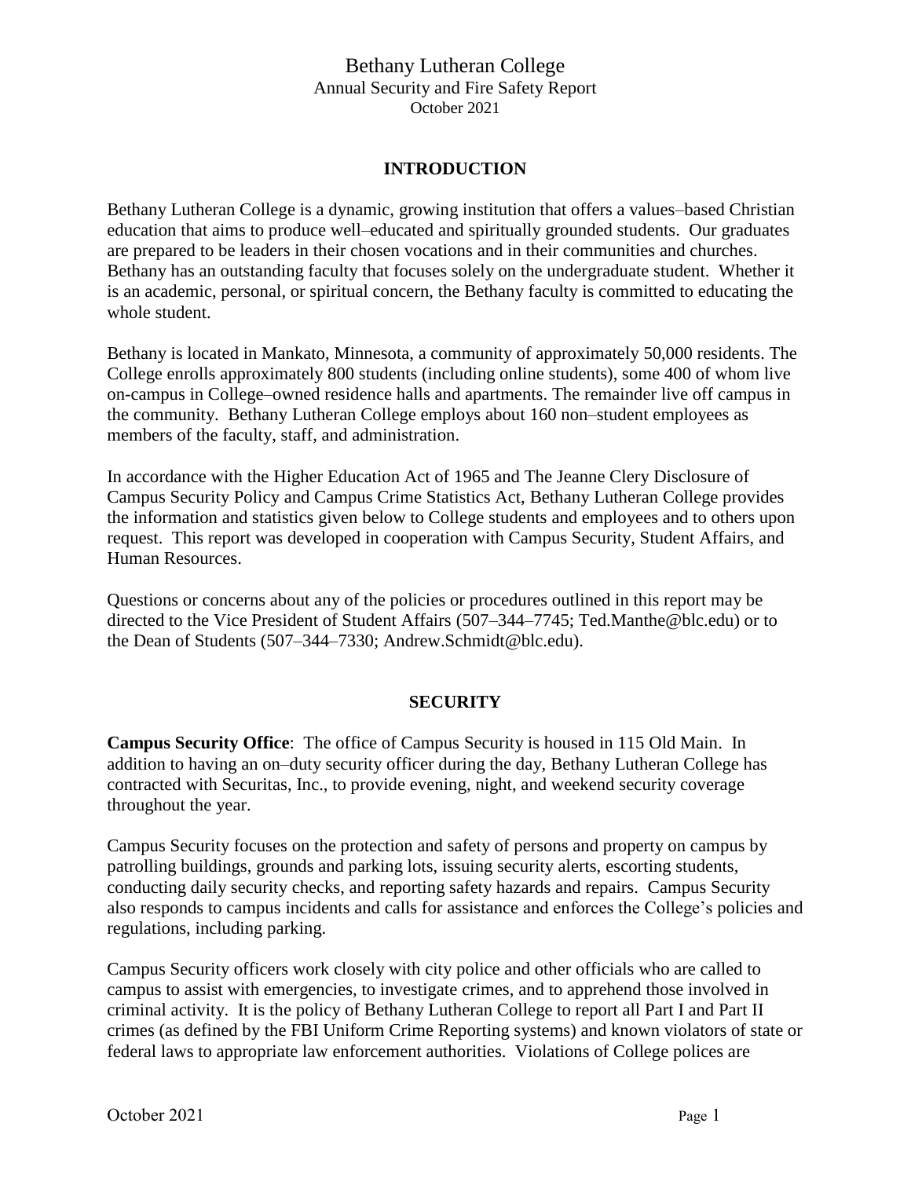# Bethany Lutheran College

Annual Security and Fire Safety Report

October 2021

## INTRODUCTION

Bethany Lutheran College is a dynamic, growing institution that offers a values–based Christian education that aims to produce well–educated and spiritually grounded students. Our graduates are prepared to be leaders in their chosen vocations and in their communities and churches. Bethany has an outstanding faculty that focuses solely on the undergraduate student. Whether it is an academic, personal, or spiritual concern, the Bethany faculty is committed to educating the whole student.

Bethany is located in Mankato, Minnesota, a community of approximately 50,000 residents. The College enrolls approximately 800 students (including online students), some 400 of whom live on-campus in College–owned residence halls and apartments. The remainder live off campus in the community. Bethany Lutheran College employs about 160 non–student employees as members of the faculty, staff, and administration.

In accordance with the Higher Education Act of 1965 and The Jeanne Clery Disclosure of Campus Security Policy and Campus Crime Statistics Act, Bethany Lutheran College provides the information and statistics given below to College students and employees and to others upon request. This report was developed in cooperation with Campus Security, Student Affairs, and Human Resources.

Questions or concerns about any of the policies or procedures outlined in this report may be directed to the Vice President of Student Affairs (507–344–7745; Ted.Manthe@blc.edu) or to the Dean of Students (507–344–7330; Andrew.Schmidt@blc.edu).

## SECURITY

**Campus Security Office**: The office of Campus Security is housed in 115 Old Main. In addition to having an on–duty security officer during the day, Bethany Lutheran College has contracted with Securitas, Inc., to provide evening, night, and weekend security coverage throughout the year.

Campus Security focuses on the protection and safety of persons and property on campus by patrolling buildings, grounds and parking lots, issuing security alerts, escorting students, conducting daily security checks, and reporting safety hazards and repairs. Campus Security also responds to campus incidents and calls for assistance and enforces the College's policies and regulations, including parking.

Campus Security officers work closely with city police and other officials who are called to campus to assist with emergencies, to investigate crimes, and to apprehend those involved in criminal activity. It is the policy of Bethany Lutheran College to report all Part I and Part II crimes (as defined by the FBI Uniform Crime Reporting systems) and known violators of state or federal laws to appropriate law enforcement authorities. Violations of College polices are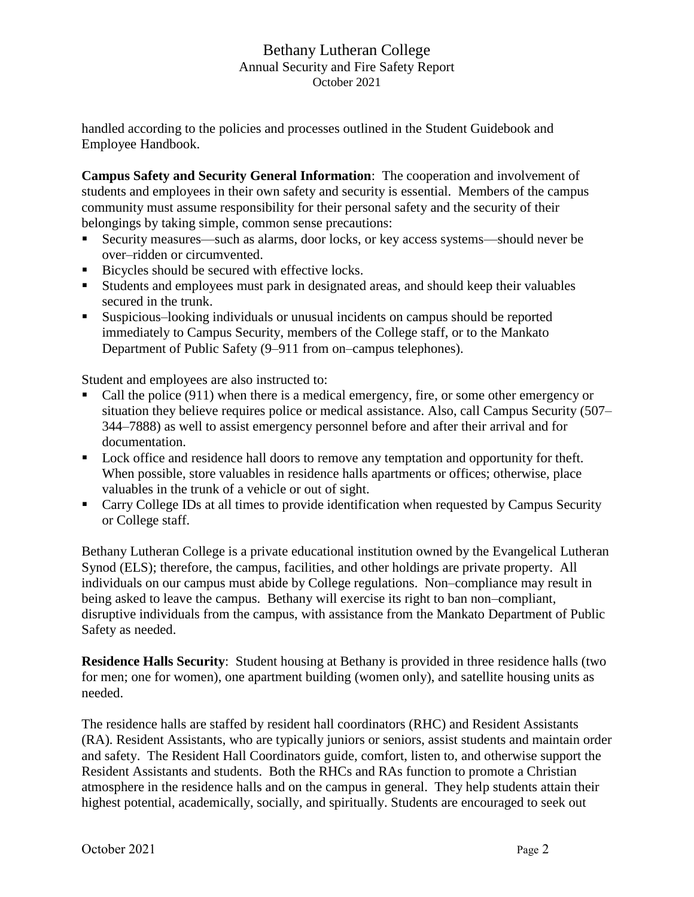handled according to the policies and processes outlined in the Student Guidebook and Employee Handbook.

**Campus Safety and Security General Information**: The cooperation and involvement of students and employees in their own safety and security is essential. Members of the campus community must assume responsibility for their personal safety and the security of their belongings by taking simple, common sense precautions:

- Security measures—such as alarms, door locks, or key access systems—should never be over–ridden or circumvented.
- Bicycles should be secured with effective locks.
- Students and employees must park in designated areas, and should keep their valuables secured in the trunk.
- Suspicious–looking individuals or unusual incidents on campus should be reported immediately to Campus Security, members of the College staff, or to the Mankato Department of Public Safety (9–911 from on–campus telephones).

Student and employees are also instructed to:

- Call the police (911) when there is a medical emergency, fire, or some other emergency or situation they believe requires police or medical assistance. Also, call Campus Security (507–344–7888) as well to assist emergency personnel before and after their arrival and for documentation.
- Lock office and residence hall doors to remove any temptation and opportunity for theft. When possible, store valuables in residence halls apartments or offices; otherwise, place valuables in the trunk of a vehicle or out of sight.
- Carry College IDs at all times to provide identification when requested by Campus Security or College staff.

Bethany Lutheran College is a private educational institution owned by the Evangelical Lutheran Synod (ELS); therefore, the campus, facilities, and other holdings are private property. All individuals on our campus must abide by College regulations. Non–compliance may result in being asked to leave the campus. Bethany will exercise its right to ban non–compliant, disruptive individuals from the campus, with assistance from the Mankato Department of Public Safety as needed.

**Residence Halls Security**: Student housing at Bethany is provided in three residence halls (two for men; one for women), one apartment building (women only), and satellite housing units as needed.

The residence halls are staffed by resident hall coordinators (RHC) and Resident Assistants (RA). Resident Assistants, who are typically juniors or seniors, assist students and maintain order and safety. The Resident Hall Coordinators guide, comfort, listen to, and otherwise support the Resident Assistants and students. Both the RHCs and RAs function to promote a Christian atmosphere in the residence halls and on the campus in general. They help students attain their highest potential, academically, socially, and spiritually. Students are encouraged to seek out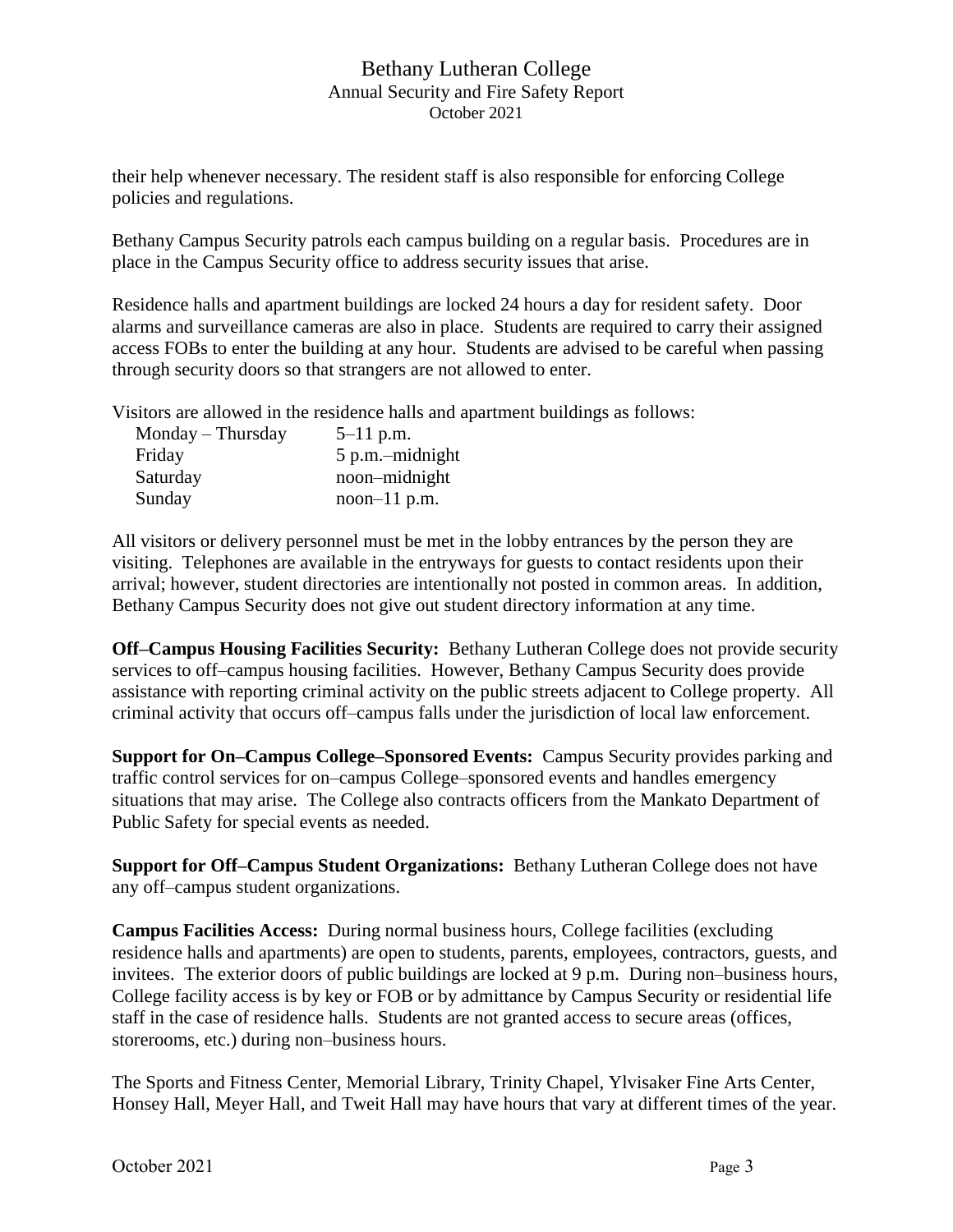their help whenever necessary. The resident staff is also responsible for enforcing College policies and regulations.

Bethany Campus Security patrols each campus building on a regular basis. Procedures are in place in the Campus Security office to address security issues that arise.

Residence halls and apartment buildings are locked 24 hours a day for resident safety. Door alarms and surveillance cameras are also in place. Students are required to carry their assigned access FOBs to enter the building at any hour. Students are advised to be careful when passing through security doors so that strangers are not allowed to enter.

Visitors are allowed in the residence halls and apartment buildings as follows:

| | |
|---|---|
| Monday – Thursday | 5–11 p.m. |
| Friday | 5 p.m.–midnight |
| Saturday | noon–midnight |
| Sunday | noon–11 p.m. |

All visitors or delivery personnel must be met in the lobby entrances by the person they are visiting. Telephones are available in the entryways for guests to contact residents upon their arrival; however, student directories are intentionally not posted in common areas. In addition, Bethany Campus Security does not give out student directory information at any time.

**Off–Campus Housing Facilities Security:** Bethany Lutheran College does not provide security services to off–campus housing facilities. However, Bethany Campus Security does provide assistance with reporting criminal activity on the public streets adjacent to College property. All criminal activity that occurs off–campus falls under the jurisdiction of local law enforcement.

**Support for On–Campus College–Sponsored Events:** Campus Security provides parking and traffic control services for on–campus College–sponsored events and handles emergency situations that may arise. The College also contracts officers from the Mankato Department of Public Safety for special events as needed.

**Support for Off–Campus Student Organizations:** Bethany Lutheran College does not have any off–campus student organizations.

**Campus Facilities Access:** During normal business hours, College facilities (excluding residence halls and apartments) are open to students, parents, employees, contractors, guests, and invitees. The exterior doors of public buildings are locked at 9 p.m. During non–business hours, College facility access is by key or FOB or by admittance by Campus Security or residential life staff in the case of residence halls. Students are not granted access to secure areas (offices, storerooms, etc.) during non–business hours.

The Sports and Fitness Center, Memorial Library, Trinity Chapel, Ylvisaker Fine Arts Center, Honsey Hall, Meyer Hall, and Tweit Hall may have hours that vary at different times of the year.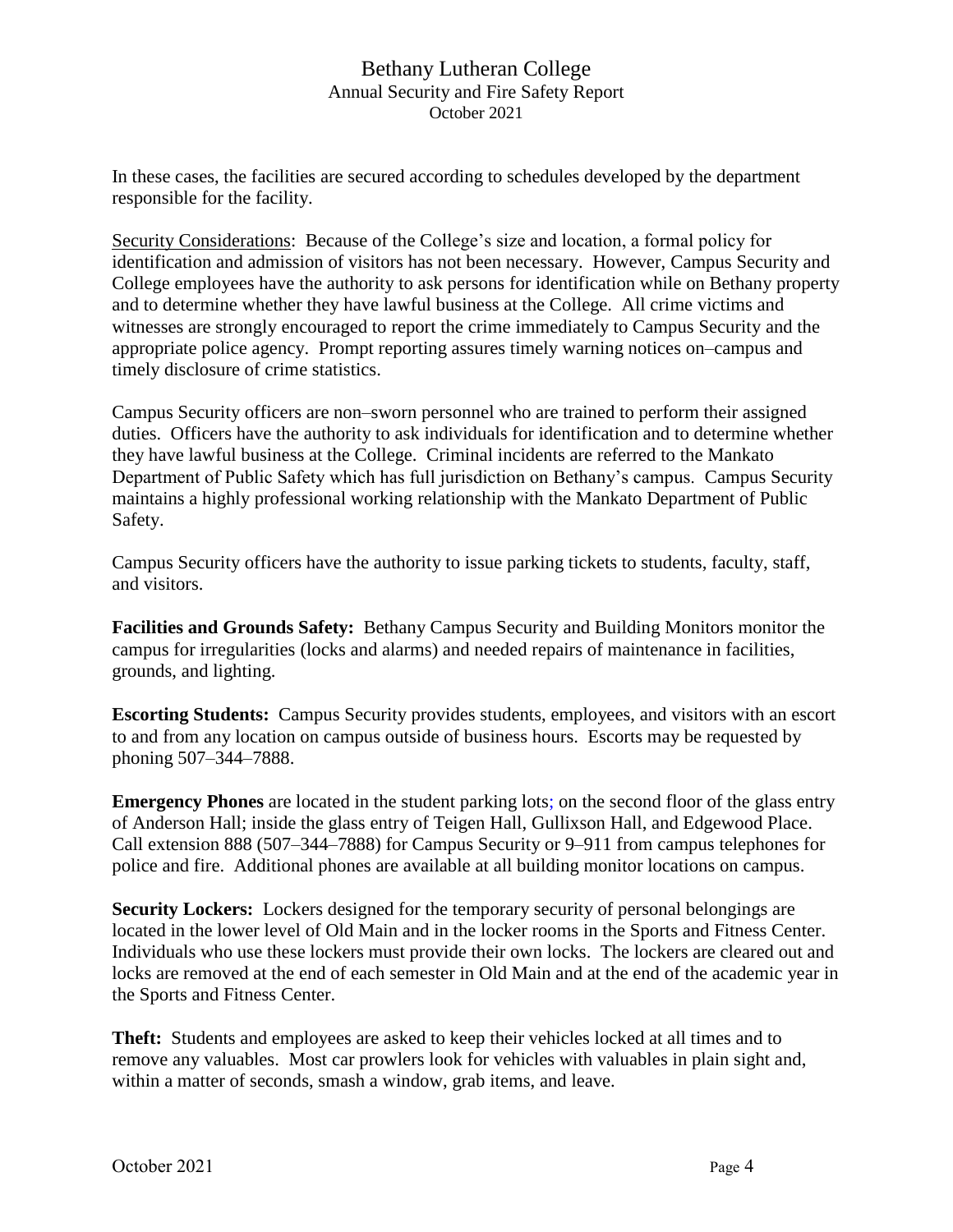In these cases, the facilities are secured according to schedules developed by the department responsible for the facility.

Security Considerations: Because of the College's size and location, a formal policy for identification and admission of visitors has not been necessary. However, Campus Security and College employees have the authority to ask persons for identification while on Bethany property and to determine whether they have lawful business at the College. All crime victims and witnesses are strongly encouraged to report the crime immediately to Campus Security and the appropriate police agency. Prompt reporting assures timely warning notices on–campus and timely disclosure of crime statistics.

Campus Security officers are non–sworn personnel who are trained to perform their assigned duties. Officers have the authority to ask individuals for identification and to determine whether they have lawful business at the College. Criminal incidents are referred to the Mankato Department of Public Safety which has full jurisdiction on Bethany's campus. Campus Security maintains a highly professional working relationship with the Mankato Department of Public Safety.

Campus Security officers have the authority to issue parking tickets to students, faculty, staff, and visitors.

**Facilities and Grounds Safety:** Bethany Campus Security and Building Monitors monitor the campus for irregularities (locks and alarms) and needed repairs of maintenance in facilities, grounds, and lighting.

**Escorting Students:** Campus Security provides students, employees, and visitors with an escort to and from any location on campus outside of business hours. Escorts may be requested by phoning 507–344–7888.

**Emergency Phones** are located in the student parking lots; on the second floor of the glass entry of Anderson Hall; inside the glass entry of Teigen Hall, Gullixson Hall, and Edgewood Place. Call extension 888 (507–344–7888) for Campus Security or 9–911 from campus telephones for police and fire. Additional phones are available at all building monitor locations on campus.

**Security Lockers:** Lockers designed for the temporary security of personal belongings are located in the lower level of Old Main and in the locker rooms in the Sports and Fitness Center. Individuals who use these lockers must provide their own locks. The lockers are cleared out and locks are removed at the end of each semester in Old Main and at the end of the academic year in the Sports and Fitness Center.

**Theft:** Students and employees are asked to keep their vehicles locked at all times and to remove any valuables. Most car prowlers look for vehicles with valuables in plain sight and, within a matter of seconds, smash a window, grab items, and leave.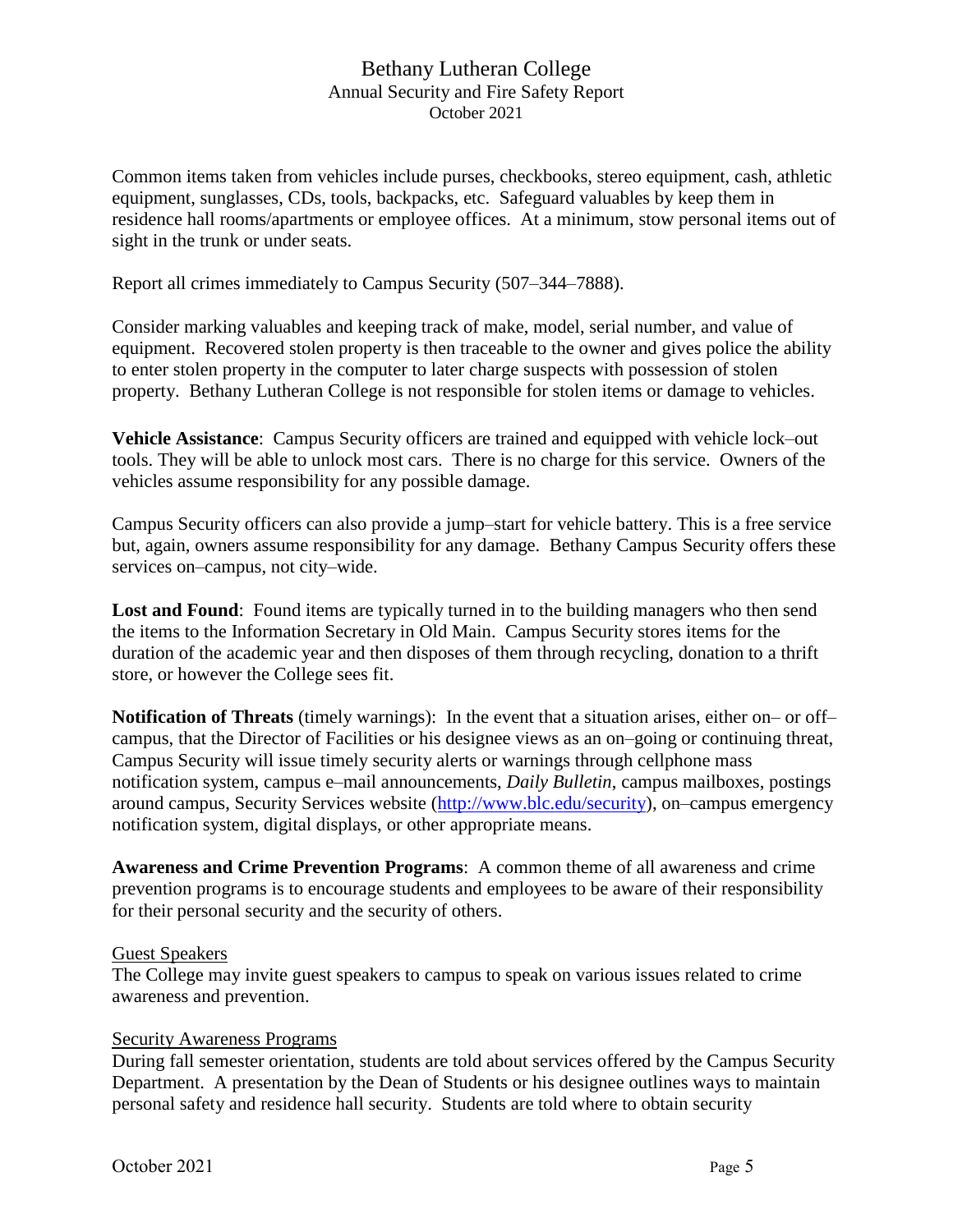Common items taken from vehicles include purses, checkbooks, stereo equipment, cash, athletic equipment, sunglasses, CDs, tools, backpacks, etc. Safeguard valuables by keep them in residence hall rooms/apartments or employee offices. At a minimum, stow personal items out of sight in the trunk or under seats.

Report all crimes immediately to Campus Security (507–344–7888).

Consider marking valuables and keeping track of make, model, serial number, and value of equipment. Recovered stolen property is then traceable to the owner and gives police the ability to enter stolen property in the computer to later charge suspects with possession of stolen property. Bethany Lutheran College is not responsible for stolen items or damage to vehicles.

**Vehicle Assistance**: Campus Security officers are trained and equipped with vehicle lock–out tools. They will be able to unlock most cars. There is no charge for this service. Owners of the vehicles assume responsibility for any possible damage.

Campus Security officers can also provide a jump–start for vehicle battery. This is a free service but, again, owners assume responsibility for any damage. Bethany Campus Security offers these services on–campus, not city–wide.

**Lost and Found**: Found items are typically turned in to the building managers who then send the items to the Information Secretary in Old Main. Campus Security stores items for the duration of the academic year and then disposes of them through recycling, donation to a thrift store, or however the College sees fit.

**Notification of Threats** (timely warnings): In the event that a situation arises, either on– or off–campus, that the Director of Facilities or his designee views as an on–going or continuing threat, Campus Security will issue timely security alerts or warnings through cellphone mass notification system, campus e–mail announcements, *Daily Bulletin*, campus mailboxes, postings around campus, Security Services website (http://www.blc.edu/security), on–campus emergency notification system, digital displays, or other appropriate means.

**Awareness and Crime Prevention Programs**: A common theme of all awareness and crime prevention programs is to encourage students and employees to be aware of their responsibility for their personal security and the security of others.

Guest Speakers

The College may invite guest speakers to campus to speak on various issues related to crime awareness and prevention.

Security Awareness Programs

During fall semester orientation, students are told about services offered by the Campus Security Department. A presentation by the Dean of Students or his designee outlines ways to maintain personal safety and residence hall security. Students are told where to obtain security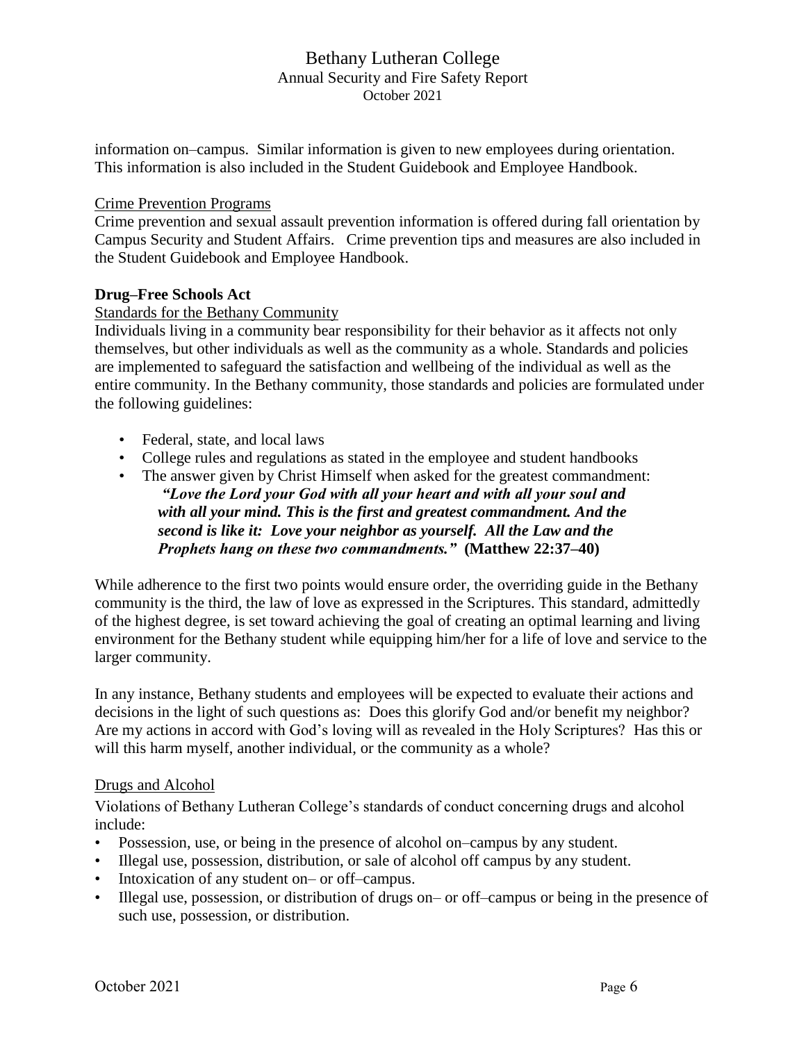information on–campus. Similar information is given to new employees during orientation. This information is also included in the Student Guidebook and Employee Handbook.

Crime Prevention Programs

Crime prevention and sexual assault prevention information is offered during fall orientation by Campus Security and Student Affairs. Crime prevention tips and measures are also included in the Student Guidebook and Employee Handbook.

**Drug–Free Schools Act**

Standards for the Bethany Community

Individuals living in a community bear responsibility for their behavior as it affects not only themselves, but other individuals as well as the community as a whole. Standards and policies are implemented to safeguard the satisfaction and wellbeing of the individual as well as the entire community. In the Bethany community, those standards and policies are formulated under the following guidelines:

- Federal, state, and local laws
- College rules and regulations as stated in the employee and student handbooks
- The answer given by Christ Himself when asked for the greatest commandment:
  ***"Love the Lord your God with all your heart and with all your soul and with all your mind. This is the first and greatest commandment. And the second is like it: Love your neighbor as yourself. All the Law and the Prophets hang on these two commandments."*** **(Matthew 22:37–40)**

While adherence to the first two points would ensure order, the overriding guide in the Bethany community is the third, the law of love as expressed in the Scriptures. This standard, admittedly of the highest degree, is set toward achieving the goal of creating an optimal learning and living environment for the Bethany student while equipping him/her for a life of love and service to the larger community.

In any instance, Bethany students and employees will be expected to evaluate their actions and decisions in the light of such questions as: Does this glorify God and/or benefit my neighbor? Are my actions in accord with God's loving will as revealed in the Holy Scriptures? Has this or will this harm myself, another individual, or the community as a whole?

Drugs and Alcohol

Violations of Bethany Lutheran College's standards of conduct concerning drugs and alcohol include:

- Possession, use, or being in the presence of alcohol on–campus by any student.
- Illegal use, possession, distribution, or sale of alcohol off campus by any student.
- Intoxication of any student on– or off–campus.
- Illegal use, possession, or distribution of drugs on– or off–campus or being in the presence of such use, possession, or distribution.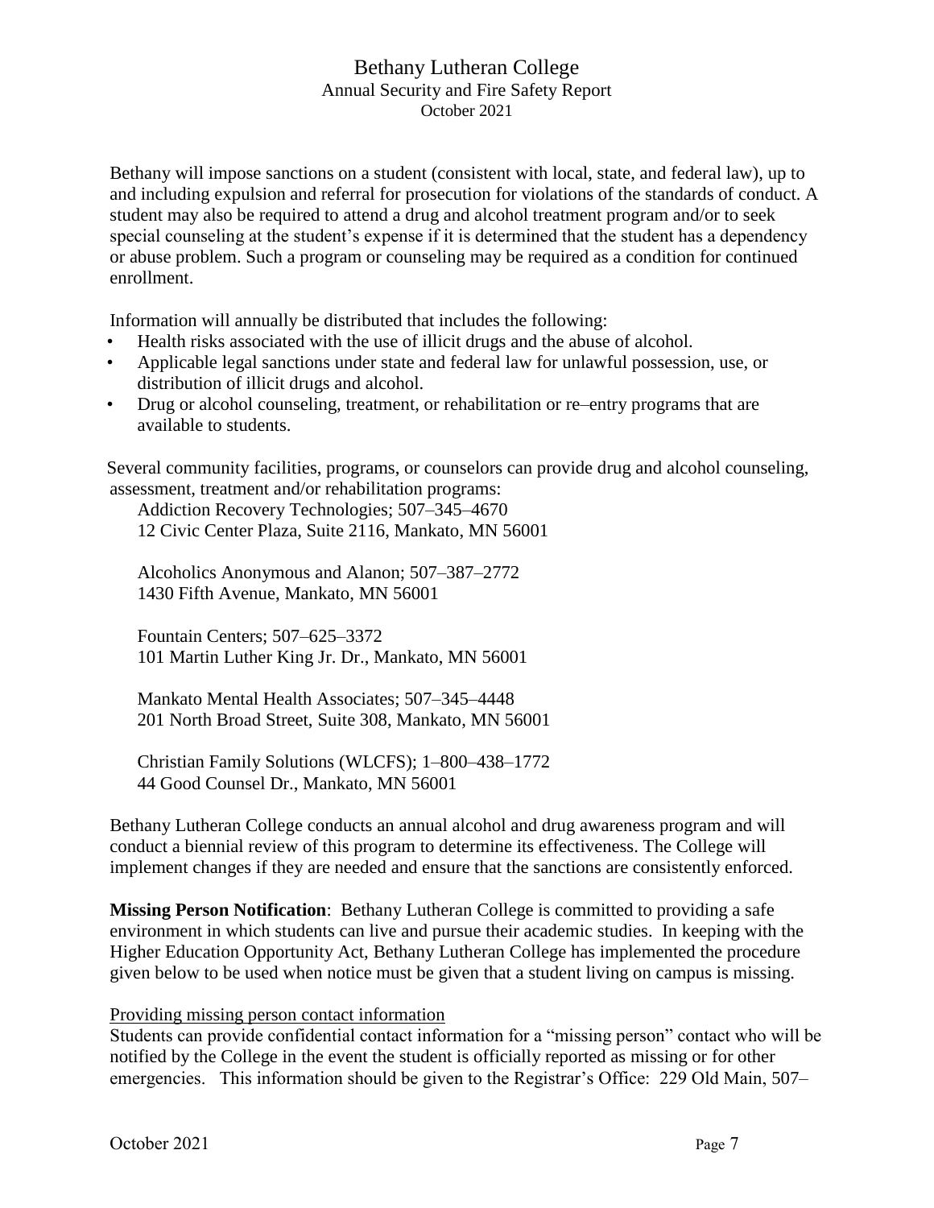Bethany will impose sanctions on a student (consistent with local, state, and federal law), up to and including expulsion and referral for prosecution for violations of the standards of conduct. A student may also be required to attend a drug and alcohol treatment program and/or to seek special counseling at the student's expense if it is determined that the student has a dependency or abuse problem. Such a program or counseling may be required as a condition for continued enrollment.

Information will annually be distributed that includes the following:

- Health risks associated with the use of illicit drugs and the abuse of alcohol.
- Applicable legal sanctions under state and federal law for unlawful possession, use, or distribution of illicit drugs and alcohol.
- Drug or alcohol counseling, treatment, or rehabilitation or re–entry programs that are available to students.

Several community facilities, programs, or counselors can provide drug and alcohol counseling, assessment, treatment and/or rehabilitation programs:

Addiction Recovery Technologies; 507–345–4670
12 Civic Center Plaza, Suite 2116, Mankato, MN 56001

Alcoholics Anonymous and Alanon; 507–387–2772
1430 Fifth Avenue, Mankato, MN 56001

Fountain Centers; 507–625–3372
101 Martin Luther King Jr. Dr., Mankato, MN 56001

Mankato Mental Health Associates; 507–345–4448
201 North Broad Street, Suite 308, Mankato, MN 56001

Christian Family Solutions (WLCFS); 1–800–438–1772
44 Good Counsel Dr., Mankato, MN 56001

Bethany Lutheran College conducts an annual alcohol and drug awareness program and will conduct a biennial review of this program to determine its effectiveness. The College will implement changes if they are needed and ensure that the sanctions are consistently enforced.

**Missing Person Notification**: Bethany Lutheran College is committed to providing a safe environment in which students can live and pursue their academic studies. In keeping with the Higher Education Opportunity Act, Bethany Lutheran College has implemented the procedure given below to be used when notice must be given that a student living on campus is missing.

Providing missing person contact information

Students can provide confidential contact information for a "missing person" contact who will be notified by the College in the event the student is officially reported as missing or for other emergencies. This information should be given to the Registrar's Office: 229 Old Main, 507–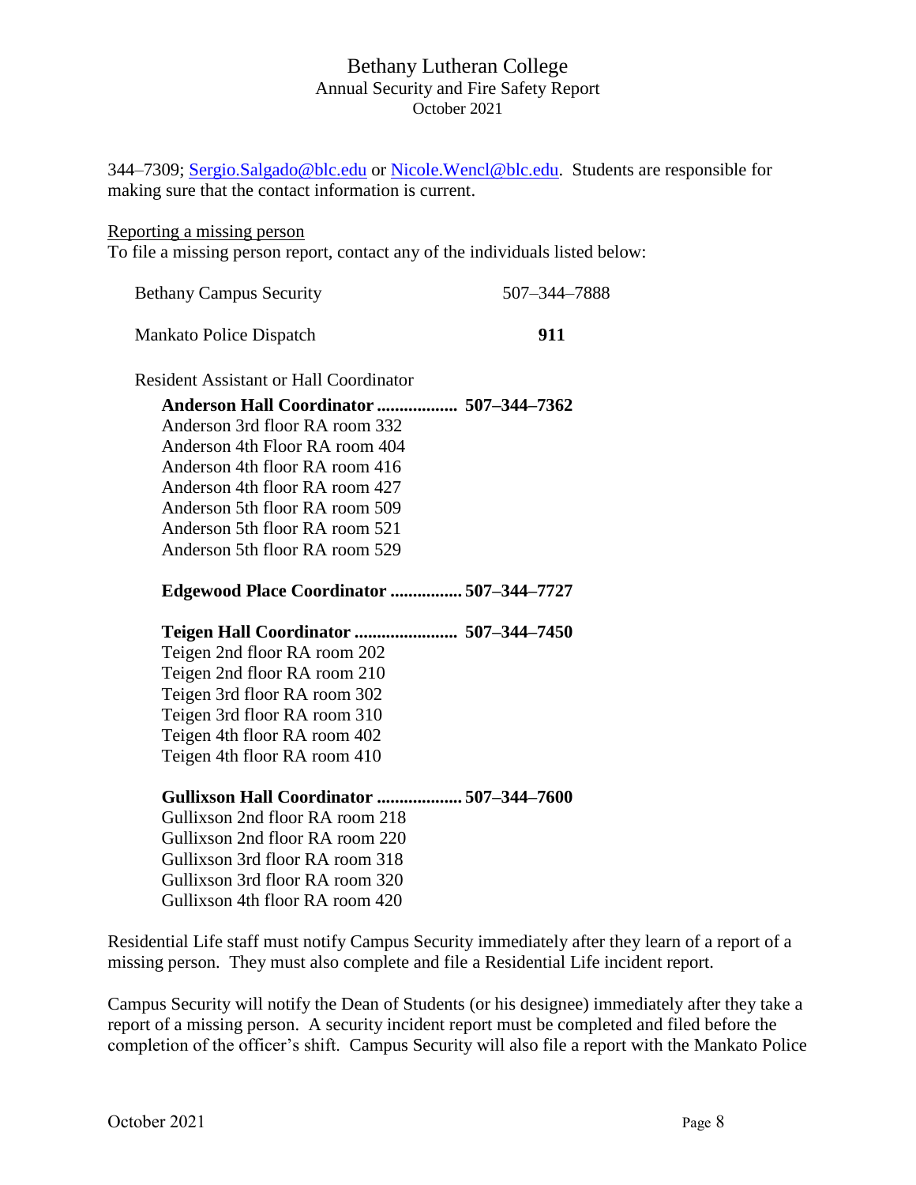344–7309; Sergio.Salgado@blc.edu or Nicole.Wencl@blc.edu. Students are responsible for making sure that the contact information is current.

Reporting a missing person

To file a missing person report, contact any of the individuals listed below:

| | |
|---|---|
| Bethany Campus Security | 507–344–7888 |
| Mankato Police Dispatch | **911** |

Resident Assistant or Hall Coordinator

**Anderson Hall Coordinator .................. 507–344–7362**
Anderson 3rd floor RA room 332
Anderson 4th Floor RA room 404
Anderson 4th floor RA room 416
Anderson 4th floor RA room 427
Anderson 5th floor RA room 509
Anderson 5th floor RA room 521
Anderson 5th floor RA room 529

**Edgewood Place Coordinator ................ 507–344–7727**

**Teigen Hall Coordinator ....................... 507–344–7450**
Teigen 2nd floor RA room 202
Teigen 2nd floor RA room 210
Teigen 3rd floor RA room 302
Teigen 3rd floor RA room 310
Teigen 4th floor RA room 402
Teigen 4th floor RA room 410

**Gullixson Hall Coordinator ................... 507–344–7600**
Gullixson 2nd floor RA room 218
Gullixson 2nd floor RA room 220
Gullixson 3rd floor RA room 318
Gullixson 3rd floor RA room 320
Gullixson 4th floor RA room 420

Residential Life staff must notify Campus Security immediately after they learn of a report of a missing person. They must also complete and file a Residential Life incident report.

Campus Security will notify the Dean of Students (or his designee) immediately after they take a report of a missing person. A security incident report must be completed and filed before the completion of the officer's shift. Campus Security will also file a report with the Mankato Police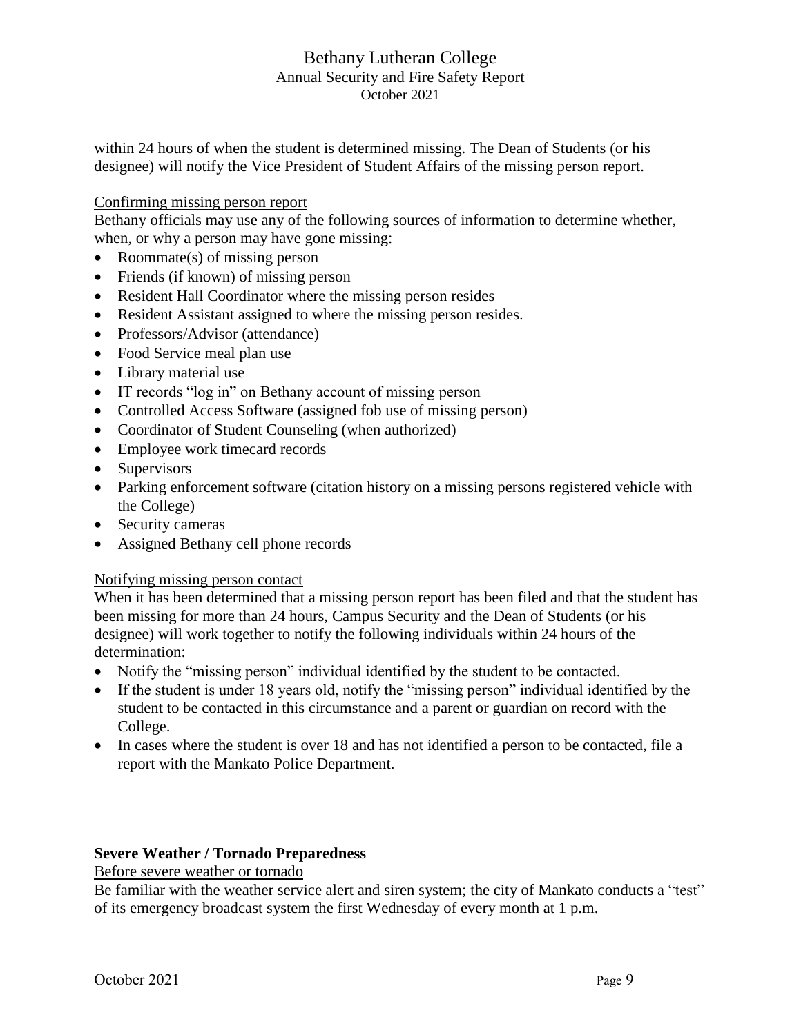within 24 hours of when the student is determined missing. The Dean of Students (or his designee) will notify the Vice President of Student Affairs of the missing person report.

Confirming missing person report

Bethany officials may use any of the following sources of information to determine whether, when, or why a person may have gone missing:

- Roommate(s) of missing person
- Friends (if known) of missing person
- Resident Hall Coordinator where the missing person resides
- Resident Assistant assigned to where the missing person resides.
- Professors/Advisor (attendance)
- Food Service meal plan use
- Library material use
- IT records "log in" on Bethany account of missing person
- Controlled Access Software (assigned fob use of missing person)
- Coordinator of Student Counseling (when authorized)
- Employee work timecard records
- Supervisors
- Parking enforcement software (citation history on a missing persons registered vehicle with the College)
- Security cameras
- Assigned Bethany cell phone records

Notifying missing person contact

When it has been determined that a missing person report has been filed and that the student has been missing for more than 24 hours, Campus Security and the Dean of Students (or his designee) will work together to notify the following individuals within 24 hours of the determination:

- Notify the "missing person" individual identified by the student to be contacted.
- If the student is under 18 years old, notify the "missing person" individual identified by the student to be contacted in this circumstance and a parent or guardian on record with the College.
- In cases where the student is over 18 and has not identified a person to be contacted, file a report with the Mankato Police Department.

**Severe Weather / Tornado Preparedness**

Before severe weather or tornado

Be familiar with the weather service alert and siren system; the city of Mankato conducts a "test" of its emergency broadcast system the first Wednesday of every month at 1 p.m.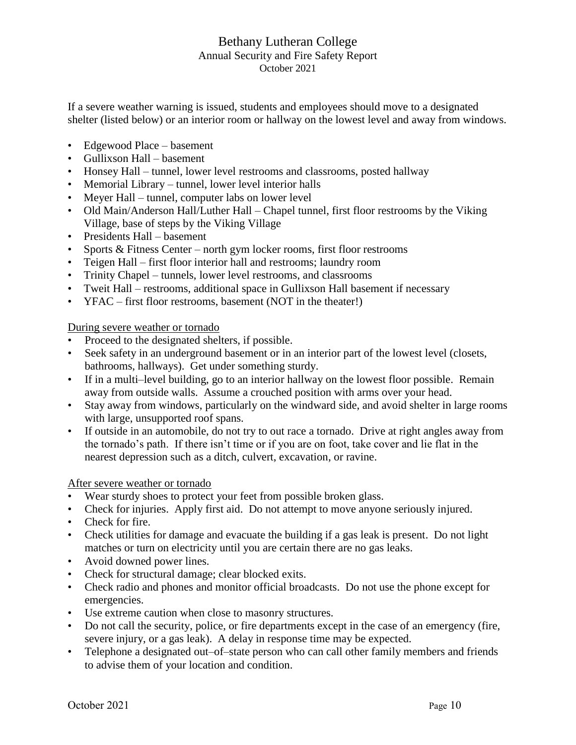If a severe weather warning is issued, students and employees should move to a designated shelter (listed below) or an interior room or hallway on the lowest level and away from windows.

- Edgewood Place – basement
- Gullixson Hall – basement
- Honsey Hall – tunnel, lower level restrooms and classrooms, posted hallway
- Memorial Library – tunnel, lower level interior halls
- Meyer Hall – tunnel, computer labs on lower level
- Old Main/Anderson Hall/Luther Hall – Chapel tunnel, first floor restrooms by the Viking Village, base of steps by the Viking Village
- Presidents Hall – basement
- Sports & Fitness Center – north gym locker rooms, first floor restrooms
- Teigen Hall – first floor interior hall and restrooms; laundry room
- Trinity Chapel – tunnels, lower level restrooms, and classrooms
- Tweit Hall – restrooms, additional space in Gullixson Hall basement if necessary
- YFAC – first floor restrooms, basement (NOT in the theater!)

<u>During severe weather or tornado</u>

- Proceed to the designated shelters, if possible.
- Seek safety in an underground basement or in an interior part of the lowest level (closets, bathrooms, hallways). Get under something sturdy.
- If in a multi–level building, go to an interior hallway on the lowest floor possible. Remain away from outside walls. Assume a crouched position with arms over your head.
- Stay away from windows, particularly on the windward side, and avoid shelter in large rooms with large, unsupported roof spans.
- If outside in an automobile, do not try to out race a tornado. Drive at right angles away from the tornado's path. If there isn't time or if you are on foot, take cover and lie flat in the nearest depression such as a ditch, culvert, excavation, or ravine.

<u>After severe weather or tornado</u>

- Wear sturdy shoes to protect your feet from possible broken glass.
- Check for injuries. Apply first aid. Do not attempt to move anyone seriously injured.
- Check for fire.
- Check utilities for damage and evacuate the building if a gas leak is present. Do not light matches or turn on electricity until you are certain there are no gas leaks.
- Avoid downed power lines.
- Check for structural damage; clear blocked exits.
- Check radio and phones and monitor official broadcasts. Do not use the phone except for emergencies.
- Use extreme caution when close to masonry structures.
- Do not call the security, police, or fire departments except in the case of an emergency (fire, severe injury, or a gas leak). A delay in response time may be expected.
- Telephone a designated out–of–state person who can call other family members and friends to advise them of your location and condition.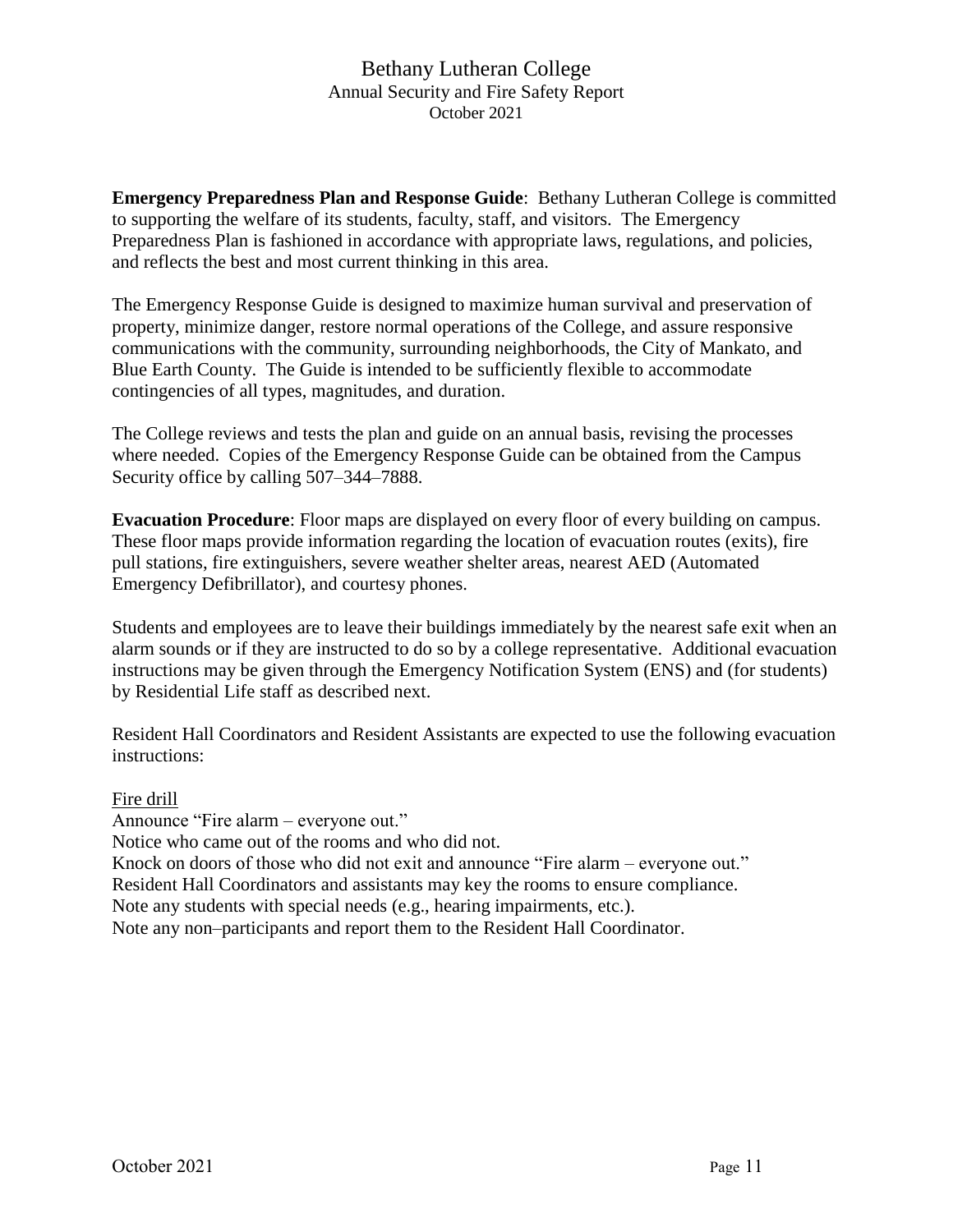**Emergency Preparedness Plan and Response Guide**: Bethany Lutheran College is committed to supporting the welfare of its students, faculty, staff, and visitors. The Emergency Preparedness Plan is fashioned in accordance with appropriate laws, regulations, and policies, and reflects the best and most current thinking in this area.

The Emergency Response Guide is designed to maximize human survival and preservation of property, minimize danger, restore normal operations of the College, and assure responsive communications with the community, surrounding neighborhoods, the City of Mankato, and Blue Earth County. The Guide is intended to be sufficiently flexible to accommodate contingencies of all types, magnitudes, and duration.

The College reviews and tests the plan and guide on an annual basis, revising the processes where needed. Copies of the Emergency Response Guide can be obtained from the Campus Security office by calling 507–344–7888.

**Evacuation Procedure**: Floor maps are displayed on every floor of every building on campus. These floor maps provide information regarding the location of evacuation routes (exits), fire pull stations, fire extinguishers, severe weather shelter areas, nearest AED (Automated Emergency Defibrillator), and courtesy phones.

Students and employees are to leave their buildings immediately by the nearest safe exit when an alarm sounds or if they are instructed to do so by a college representative. Additional evacuation instructions may be given through the Emergency Notification System (ENS) and (for students) by Residential Life staff as described next.

Resident Hall Coordinators and Resident Assistants are expected to use the following evacuation instructions:

<u>Fire drill</u>

Announce "Fire alarm – everyone out."

Notice who came out of the rooms and who did not.

Knock on doors of those who did not exit and announce "Fire alarm – everyone out."

Resident Hall Coordinators and assistants may key the rooms to ensure compliance.

Note any students with special needs (e.g., hearing impairments, etc.).

Note any non–participants and report them to the Resident Hall Coordinator.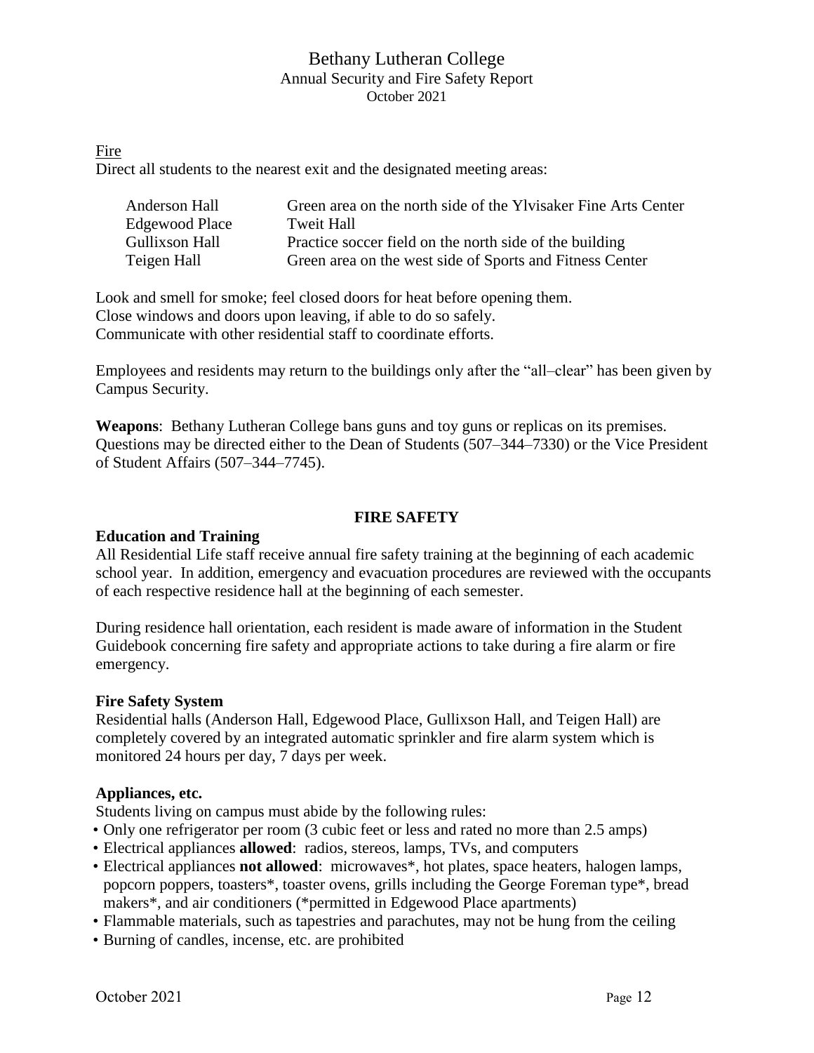Fire

Direct all students to the nearest exit and the designated meeting areas:

| | |
|---|---|
| Anderson Hall | Green area on the north side of the Ylvisaker Fine Arts Center |
| Edgewood Place | Tweit Hall |
| Gullixson Hall | Practice soccer field on the north side of the building |
| Teigen Hall | Green area on the west side of Sports and Fitness Center |

Look and smell for smoke; feel closed doors for heat before opening them.
Close windows and doors upon leaving, if able to do so safely.
Communicate with other residential staff to coordinate efforts.

Employees and residents may return to the buildings only after the "all–clear" has been given by Campus Security.

**Weapons**: Bethany Lutheran College bans guns and toy guns or replicas on its premises. Questions may be directed either to the Dean of Students (507–344–7330) or the Vice President of Student Affairs (507–344–7745).

## FIRE SAFETY

### Education and Training

All Residential Life staff receive annual fire safety training at the beginning of each academic school year. In addition, emergency and evacuation procedures are reviewed with the occupants of each respective residence hall at the beginning of each semester.

During residence hall orientation, each resident is made aware of information in the Student Guidebook concerning fire safety and appropriate actions to take during a fire alarm or fire emergency.

### Fire Safety System

Residential halls (Anderson Hall, Edgewood Place, Gullixson Hall, and Teigen Hall) are completely covered by an integrated automatic sprinkler and fire alarm system which is monitored 24 hours per day, 7 days per week.

### Appliances, etc.

Students living on campus must abide by the following rules:

- Only one refrigerator per room (3 cubic feet or less and rated no more than 2.5 amps)
- Electrical appliances **allowed**: radios, stereos, lamps, TVs, and computers
- Electrical appliances **not allowed**: microwaves*, hot plates, space heaters, halogen lamps, popcorn poppers, toasters*, toaster ovens, grills including the George Foreman type*, bread makers*, and air conditioners (*permitted in Edgewood Place apartments)
- Flammable materials, such as tapestries and parachutes, may not be hung from the ceiling
- Burning of candles, incense, etc. are prohibited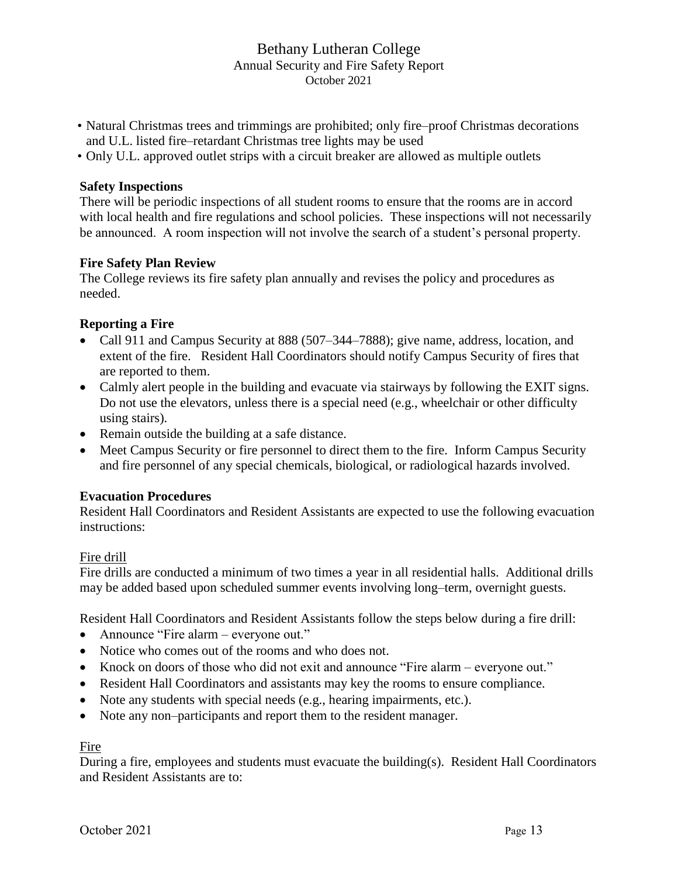- Natural Christmas trees and trimmings are prohibited; only fire–proof Christmas decorations and U.L. listed fire–retardant Christmas tree lights may be used
- Only U.L. approved outlet strips with a circuit breaker are allowed as multiple outlets

**Safety Inspections**

There will be periodic inspections of all student rooms to ensure that the rooms are in accord with local health and fire regulations and school policies. These inspections will not necessarily be announced. A room inspection will not involve the search of a student's personal property.

**Fire Safety Plan Review**

The College reviews its fire safety plan annually and revises the policy and procedures as needed.

**Reporting a Fire**

- Call 911 and Campus Security at 888 (507–344–7888); give name, address, location, and extent of the fire. Resident Hall Coordinators should notify Campus Security of fires that are reported to them.
- Calmly alert people in the building and evacuate via stairways by following the EXIT signs. Do not use the elevators, unless there is a special need (e.g., wheelchair or other difficulty using stairs).
- Remain outside the building at a safe distance.
- Meet Campus Security or fire personnel to direct them to the fire. Inform Campus Security and fire personnel of any special chemicals, biological, or radiological hazards involved.

**Evacuation Procedures**

Resident Hall Coordinators and Resident Assistants are expected to use the following evacuation instructions:

Fire drill

Fire drills are conducted a minimum of two times a year in all residential halls. Additional drills may be added based upon scheduled summer events involving long–term, overnight guests.

Resident Hall Coordinators and Resident Assistants follow the steps below during a fire drill:

- Announce "Fire alarm – everyone out."
- Notice who comes out of the rooms and who does not.
- Knock on doors of those who did not exit and announce "Fire alarm – everyone out."
- Resident Hall Coordinators and assistants may key the rooms to ensure compliance.
- Note any students with special needs (e.g., hearing impairments, etc.).
- Note any non–participants and report them to the resident manager.

Fire

During a fire, employees and students must evacuate the building(s). Resident Hall Coordinators and Resident Assistants are to: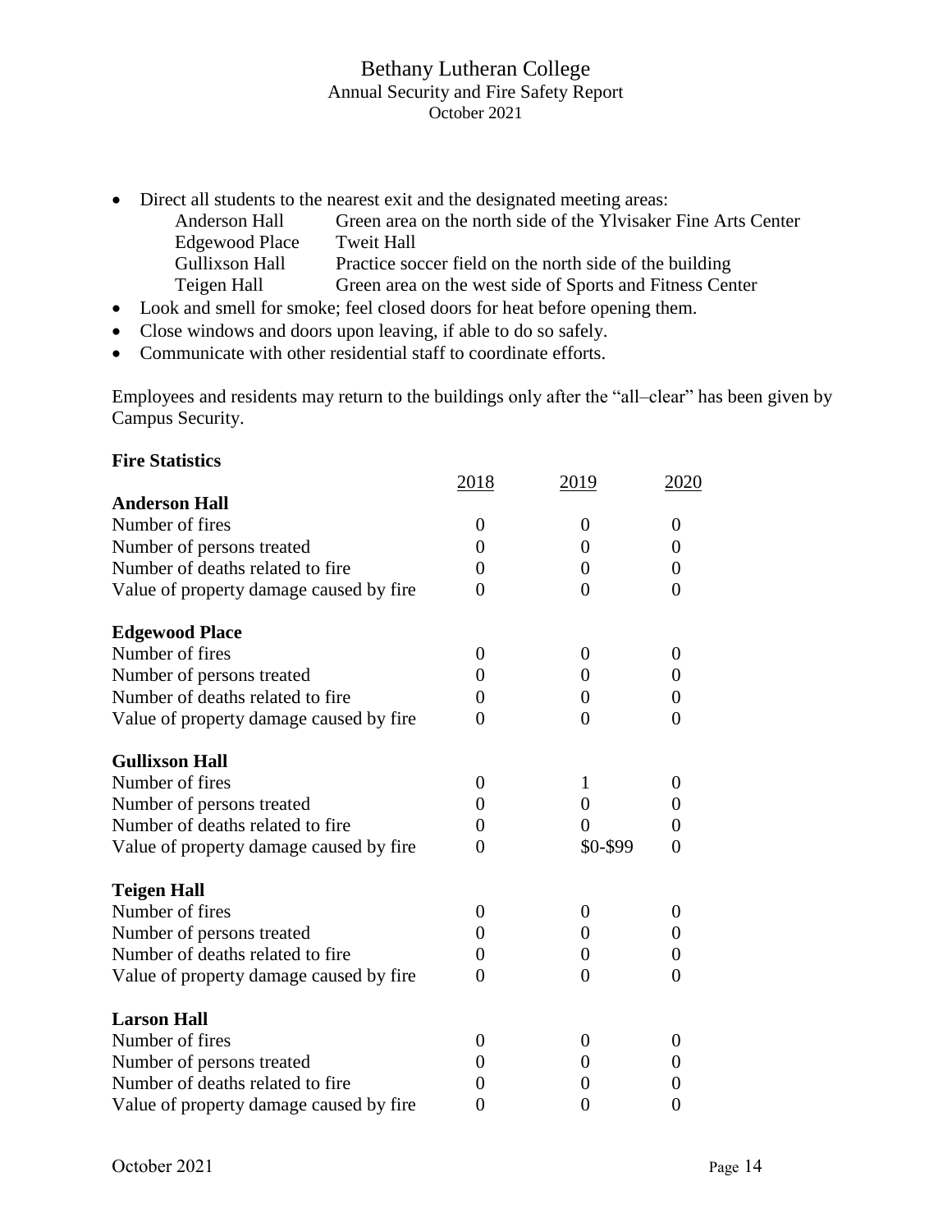- Direct all students to the nearest exit and the designated meeting areas:

| | |
|---|---|
| Anderson Hall | Green area on the north side of the Ylvisaker Fine Arts Center |
| Edgewood Place | Tweit Hall |
| Gullixson Hall | Practice soccer field on the north side of the building |
| Teigen Hall | Green area on the west side of Sports and Fitness Center |

- Look and smell for smoke; feel closed doors for heat before opening them.
- Close windows and doors upon leaving, if able to do so safely.
- Communicate with other residential staff to coordinate efforts.

Employees and residents may return to the buildings only after the "all–clear" has been given by Campus Security.

**Fire Statistics**

| | 2018 | 2019 | 2020 |
|---|---|---|---|
| **Anderson Hall** | | | |
| Number of fires | 0 | 0 | 0 |
| Number of persons treated | 0 | 0 | 0 |
| Number of deaths related to fire | 0 | 0 | 0 |
| Value of property damage caused by fire | 0 | 0 | 0 |
| **Edgewood Place** | | | |
| Number of fires | 0 | 0 | 0 |
| Number of persons treated | 0 | 0 | 0 |
| Number of deaths related to fire | 0 | 0 | 0 |
| Value of property damage caused by fire | 0 | 0 | 0 |
| **Gullixson Hall** | | | |
| Number of fires | 0 | 1 | 0 |
| Number of persons treated | 0 | 0 | 0 |
| Number of deaths related to fire | 0 | 0 | 0 |
| Value of property damage caused by fire | 0 | $0-$99 | 0 |
| **Teigen Hall** | | | |
| Number of fires | 0 | 0 | 0 |
| Number of persons treated | 0 | 0 | 0 |
| Number of deaths related to fire | 0 | 0 | 0 |
| Value of property damage caused by fire | 0 | 0 | 0 |
| **Larson Hall** | | | |
| Number of fires | 0 | 0 | 0 |
| Number of persons treated | 0 | 0 | 0 |
| Number of deaths related to fire | 0 | 0 | 0 |
| Value of property damage caused by fire | 0 | 0 | 0 |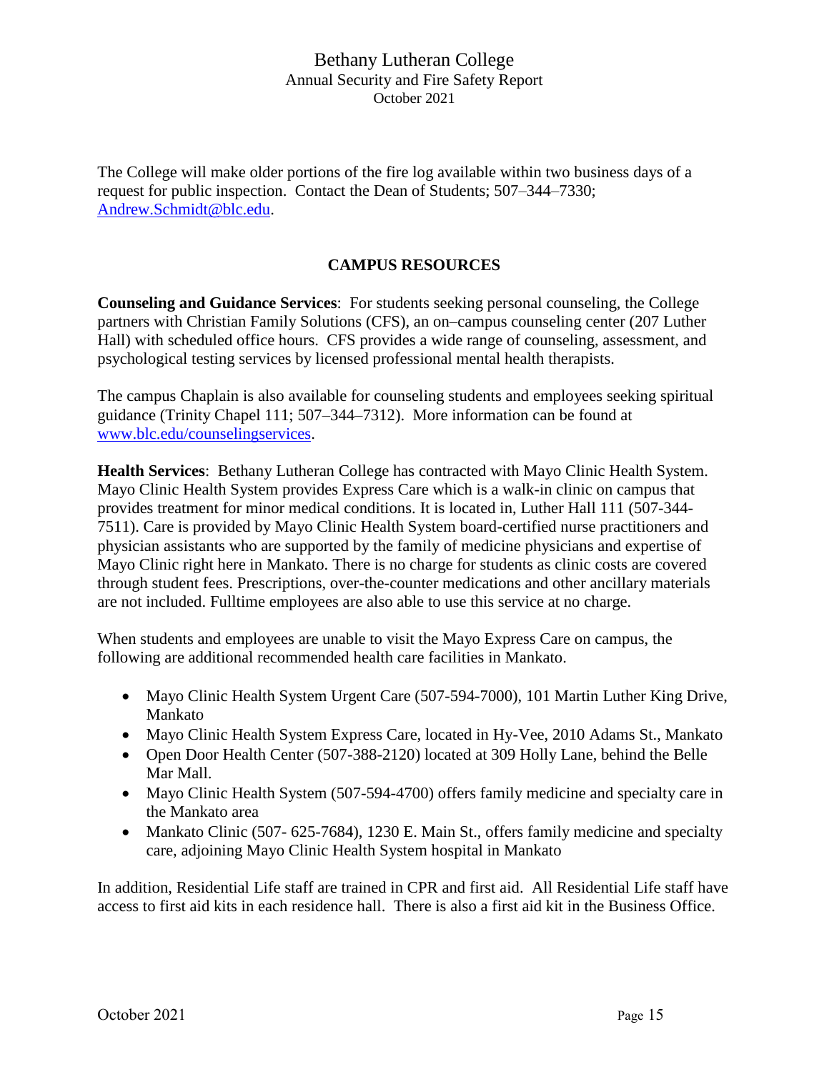The College will make older portions of the fire log available within two business days of a request for public inspection. Contact the Dean of Students; 507–344–7330; Andrew.Schmidt@blc.edu.

## CAMPUS RESOURCES

**Counseling and Guidance Services**: For students seeking personal counseling, the College partners with Christian Family Solutions (CFS), an on–campus counseling center (207 Luther Hall) with scheduled office hours. CFS provides a wide range of counseling, assessment, and psychological testing services by licensed professional mental health therapists.

The campus Chaplain is also available for counseling students and employees seeking spiritual guidance (Trinity Chapel 111; 507–344–7312). More information can be found at www.blc.edu/counselingservices.

**Health Services**: Bethany Lutheran College has contracted with Mayo Clinic Health System. Mayo Clinic Health System provides Express Care which is a walk-in clinic on campus that provides treatment for minor medical conditions. It is located in, Luther Hall 111 (507-344-7511). Care is provided by Mayo Clinic Health System board-certified nurse practitioners and physician assistants who are supported by the family of medicine physicians and expertise of Mayo Clinic right here in Mankato. There is no charge for students as clinic costs are covered through student fees. Prescriptions, over-the-counter medications and other ancillary materials are not included. Fulltime employees are also able to use this service at no charge.

When students and employees are unable to visit the Mayo Express Care on campus, the following are additional recommended health care facilities in Mankato.

- Mayo Clinic Health System Urgent Care (507-594-7000), 101 Martin Luther King Drive, Mankato
- Mayo Clinic Health System Express Care, located in Hy-Vee, 2010 Adams St., Mankato
- Open Door Health Center (507-388-2120) located at 309 Holly Lane, behind the Belle Mar Mall.
- Mayo Clinic Health System (507-594-4700) offers family medicine and specialty care in the Mankato area
- Mankato Clinic (507- 625-7684), 1230 E. Main St., offers family medicine and specialty care, adjoining Mayo Clinic Health System hospital in Mankato

In addition, Residential Life staff are trained in CPR and first aid. All Residential Life staff have access to first aid kits in each residence hall. There is also a first aid kit in the Business Office.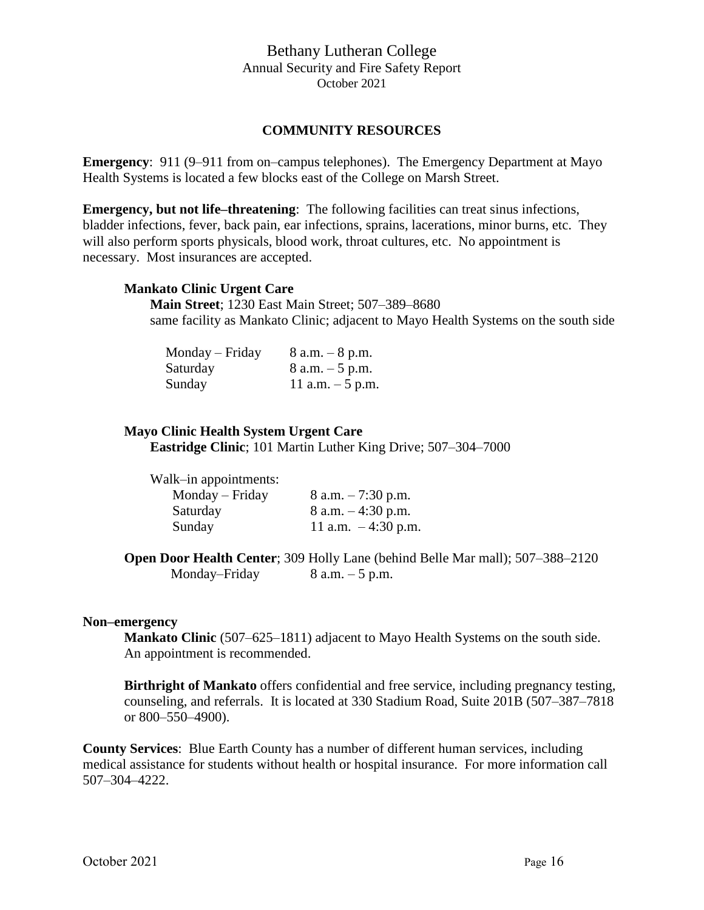## COMMUNITY RESOURCES

**Emergency**: 911 (9–911 from on–campus telephones). The Emergency Department at Mayo Health Systems is located a few blocks east of the College on Marsh Street.

**Emergency, but not life–threatening**: The following facilities can treat sinus infections, bladder infections, fever, back pain, ear infections, sprains, lacerations, minor burns, etc. They will also perform sports physicals, blood work, throat cultures, etc. No appointment is necessary. Most insurances are accepted.

**Mankato Clinic Urgent Care**

**Main Street**; 1230 East Main Street; 507–389–8680
same facility as Mankato Clinic; adjacent to Mayo Health Systems on the south side

| | |
|---|---|
| Monday – Friday | 8 a.m. – 8 p.m. |
| Saturday | 8 a.m. – 5 p.m. |
| Sunday | 11 a.m. – 5 p.m. |

**Mayo Clinic Health System Urgent Care**

**Eastridge Clinic**; 101 Martin Luther King Drive; 507–304–7000

Walk–in appointments:

| | |
|---|---|
| Monday – Friday | 8 a.m. – 7:30 p.m. |
| Saturday | 8 a.m. – 4:30 p.m. |
| Sunday | 11 a.m. – 4:30 p.m. |

**Open Door Health Center**; 309 Holly Lane (behind Belle Mar mall); 507–388–2120
Monday–Friday 8 a.m. – 5 p.m.

**Non–emergency**

**Mankato Clinic** (507–625–1811) adjacent to Mayo Health Systems on the south side. An appointment is recommended.

**Birthright of Mankato** offers confidential and free service, including pregnancy testing, counseling, and referrals. It is located at 330 Stadium Road, Suite 201B (507–387–7818 or 800–550–4900).

**County Services**: Blue Earth County has a number of different human services, including medical assistance for students without health or hospital insurance. For more information call 507–304–4222.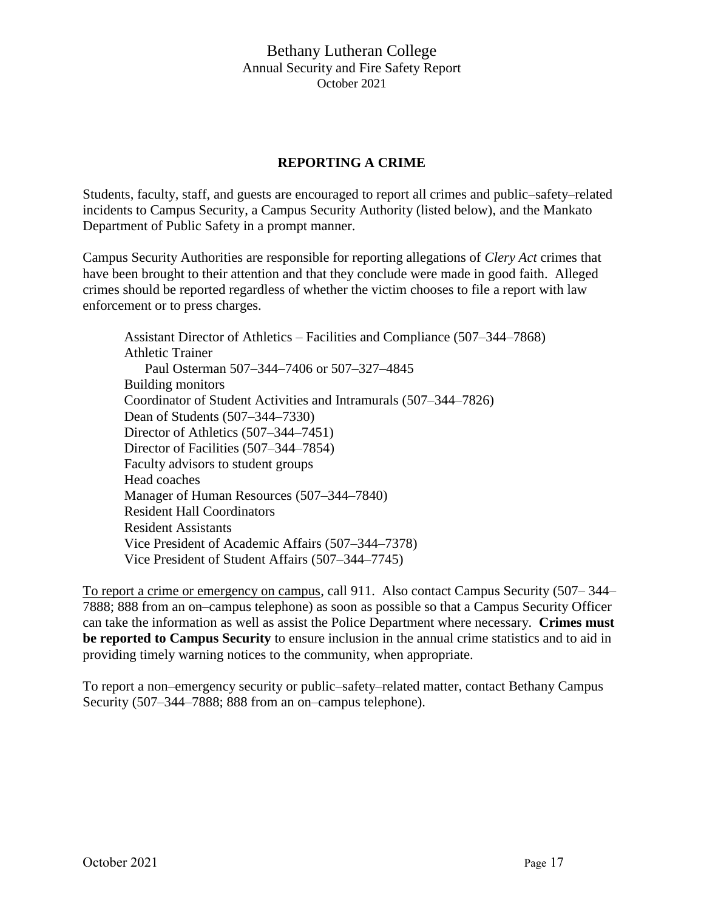## REPORTING A CRIME

Students, faculty, staff, and guests are encouraged to report all crimes and public–safety–related incidents to Campus Security, a Campus Security Authority (listed below), and the Mankato Department of Public Safety in a prompt manner.

Campus Security Authorities are responsible for reporting allegations of *Clery Act* crimes that have been brought to their attention and that they conclude were made in good faith. Alleged crimes should be reported regardless of whether the victim chooses to file a report with law enforcement or to press charges.

- Assistant Director of Athletics – Facilities and Compliance (507–344–7868)
- Athletic Trainer
  - Paul Osterman 507–344–7406 or 507–327–4845
- Building monitors
- Coordinator of Student Activities and Intramurals (507–344–7826)
- Dean of Students (507–344–7330)
- Director of Athletics (507–344–7451)
- Director of Facilities (507–344–7854)
- Faculty advisors to student groups
- Head coaches
- Manager of Human Resources (507–344–7840)
- Resident Hall Coordinators
- Resident Assistants
- Vice President of Academic Affairs (507–344–7378)
- Vice President of Student Affairs (507–344–7745)

<u>To report a crime or emergency on campus</u>, call 911. Also contact Campus Security (507– 344–7888; 888 from an on–campus telephone) as soon as possible so that a Campus Security Officer can take the information as well as assist the Police Department where necessary. **Crimes must be reported to Campus Security** to ensure inclusion in the annual crime statistics and to aid in providing timely warning notices to the community, when appropriate.

To report a non–emergency security or public–safety–related matter, contact Bethany Campus Security (507–344–7888; 888 from an on–campus telephone).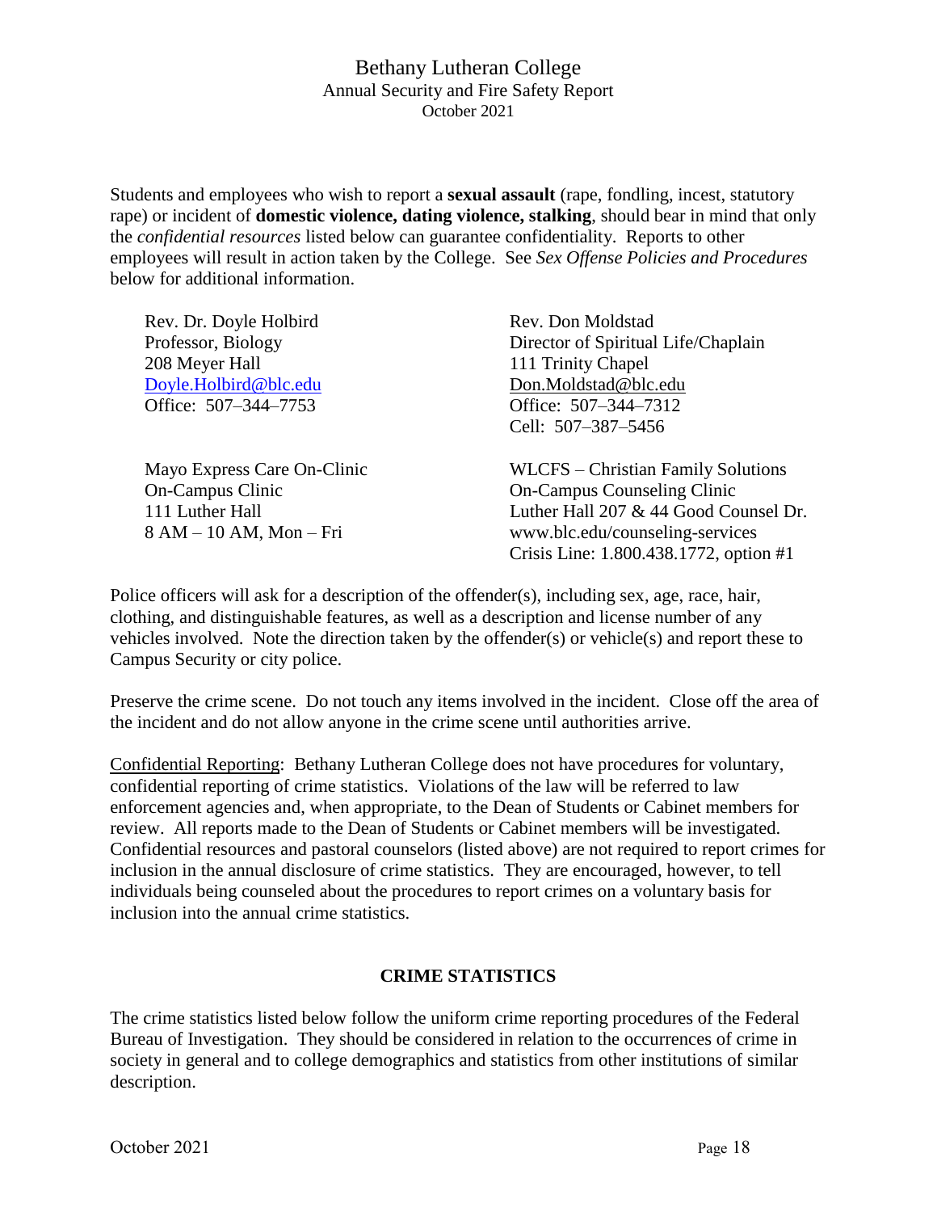Students and employees who wish to report a **sexual assault** (rape, fondling, incest, statutory rape) or incident of **domestic violence, dating violence, stalking**, should bear in mind that only the *confidential resources* listed below can guarantee confidentiality. Reports to other employees will result in action taken by the College. See *Sex Offense Policies and Procedures* below for additional information.

Rev. Dr. Doyle Holbird
Professor, Biology
208 Meyer Hall
Doyle.Holbird@blc.edu
Office: 507–344–7753

Rev. Don Moldstad
Director of Spiritual Life/Chaplain
111 Trinity Chapel
Don.Moldstad@blc.edu
Office: 507–344–7312
Cell: 507–387–5456

Mayo Express Care On-Clinic
On-Campus Clinic
111 Luther Hall
8 AM – 10 AM, Mon – Fri

WLCFS – Christian Family Solutions
On-Campus Counseling Clinic
Luther Hall 207 & 44 Good Counsel Dr.
www.blc.edu/counseling-services
Crisis Line: 1.800.438.1772, option #1

Police officers will ask for a description of the offender(s), including sex, age, race, hair, clothing, and distinguishable features, as well as a description and license number of any vehicles involved. Note the direction taken by the offender(s) or vehicle(s) and report these to Campus Security or city police.

Preserve the crime scene. Do not touch any items involved in the incident. Close off the area of the incident and do not allow anyone in the crime scene until authorities arrive.

Confidential Reporting: Bethany Lutheran College does not have procedures for voluntary, confidential reporting of crime statistics. Violations of the law will be referred to law enforcement agencies and, when appropriate, to the Dean of Students or Cabinet members for review. All reports made to the Dean of Students or Cabinet members will be investigated. Confidential resources and pastoral counselors (listed above) are not required to report crimes for inclusion in the annual disclosure of crime statistics. They are encouraged, however, to tell individuals being counseled about the procedures to report crimes on a voluntary basis for inclusion into the annual crime statistics.

## CRIME STATISTICS

The crime statistics listed below follow the uniform crime reporting procedures of the Federal Bureau of Investigation. They should be considered in relation to the occurrences of crime in society in general and to college demographics and statistics from other institutions of similar description.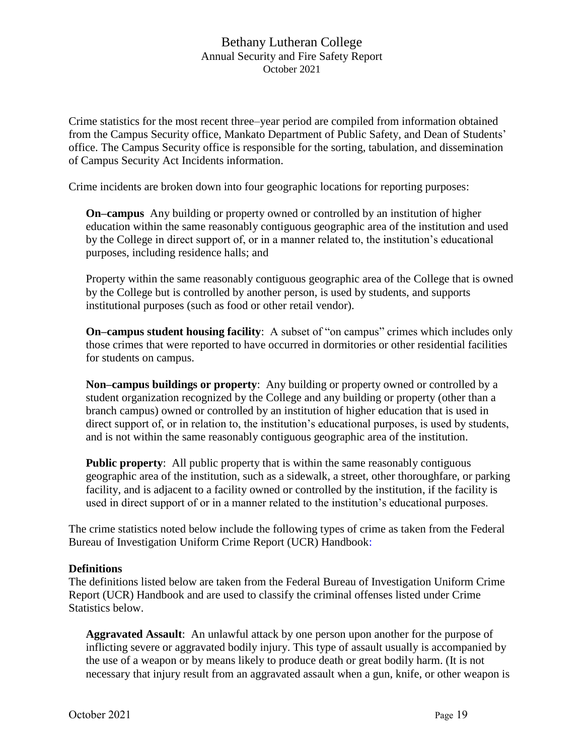Crime statistics for the most recent three–year period are compiled from information obtained from the Campus Security office, Mankato Department of Public Safety, and Dean of Students' office. The Campus Security office is responsible for the sorting, tabulation, and dissemination of Campus Security Act Incidents information.

Crime incidents are broken down into four geographic locations for reporting purposes:

**On–campus** Any building or property owned or controlled by an institution of higher education within the same reasonably contiguous geographic area of the institution and used by the College in direct support of, or in a manner related to, the institution's educational purposes, including residence halls; and

Property within the same reasonably contiguous geographic area of the College that is owned by the College but is controlled by another person, is used by students, and supports institutional purposes (such as food or other retail vendor).

**On–campus student housing facility**: A subset of "on campus" crimes which includes only those crimes that were reported to have occurred in dormitories or other residential facilities for students on campus.

**Non–campus buildings or property**: Any building or property owned or controlled by a student organization recognized by the College and any building or property (other than a branch campus) owned or controlled by an institution of higher education that is used in direct support of, or in relation to, the institution's educational purposes, is used by students, and is not within the same reasonably contiguous geographic area of the institution.

**Public property**: All public property that is within the same reasonably contiguous geographic area of the institution, such as a sidewalk, a street, other thoroughfare, or parking facility, and is adjacent to a facility owned or controlled by the institution, if the facility is used in direct support of or in a manner related to the institution's educational purposes.

The crime statistics noted below include the following types of crime as taken from the Federal Bureau of Investigation Uniform Crime Report (UCR) Handbook:

**Definitions**

The definitions listed below are taken from the Federal Bureau of Investigation Uniform Crime Report (UCR) Handbook and are used to classify the criminal offenses listed under Crime Statistics below.

**Aggravated Assault**: An unlawful attack by one person upon another for the purpose of inflicting severe or aggravated bodily injury. This type of assault usually is accompanied by the use of a weapon or by means likely to produce death or great bodily harm. (It is not necessary that injury result from an aggravated assault when a gun, knife, or other weapon is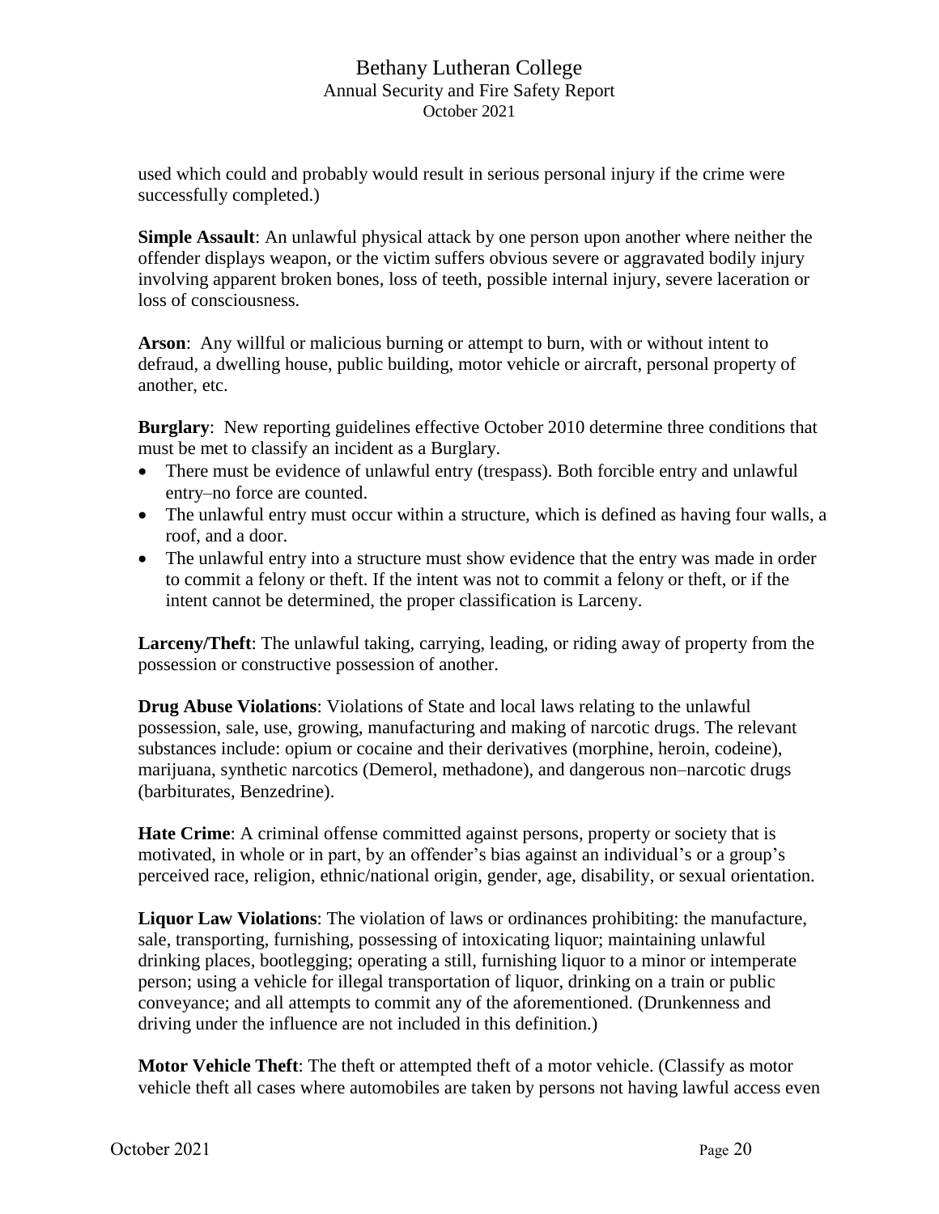used which could and probably would result in serious personal injury if the crime were successfully completed.)

**Simple Assault**: An unlawful physical attack by one person upon another where neither the offender displays weapon, or the victim suffers obvious severe or aggravated bodily injury involving apparent broken bones, loss of teeth, possible internal injury, severe laceration or loss of consciousness.

**Arson**: Any willful or malicious burning or attempt to burn, with or without intent to defraud, a dwelling house, public building, motor vehicle or aircraft, personal property of another, etc.

**Burglary**: New reporting guidelines effective October 2010 determine three conditions that must be met to classify an incident as a Burglary.

- There must be evidence of unlawful entry (trespass). Both forcible entry and unlawful entry–no force are counted.
- The unlawful entry must occur within a structure, which is defined as having four walls, a roof, and a door.
- The unlawful entry into a structure must show evidence that the entry was made in order to commit a felony or theft. If the intent was not to commit a felony or theft, or if the intent cannot be determined, the proper classification is Larceny.

**Larceny/Theft**: The unlawful taking, carrying, leading, or riding away of property from the possession or constructive possession of another.

**Drug Abuse Violations**: Violations of State and local laws relating to the unlawful possession, sale, use, growing, manufacturing and making of narcotic drugs. The relevant substances include: opium or cocaine and their derivatives (morphine, heroin, codeine), marijuana, synthetic narcotics (Demerol, methadone), and dangerous non–narcotic drugs (barbiturates, Benzedrine).

**Hate Crime**: A criminal offense committed against persons, property or society that is motivated, in whole or in part, by an offender's bias against an individual's or a group's perceived race, religion, ethnic/national origin, gender, age, disability, or sexual orientation.

**Liquor Law Violations**: The violation of laws or ordinances prohibiting: the manufacture, sale, transporting, furnishing, possessing of intoxicating liquor; maintaining unlawful drinking places, bootlegging; operating a still, furnishing liquor to a minor or intemperate person; using a vehicle for illegal transportation of liquor, drinking on a train or public conveyance; and all attempts to commit any of the aforementioned. (Drunkenness and driving under the influence are not included in this definition.)

**Motor Vehicle Theft**: The theft or attempted theft of a motor vehicle. (Classify as motor vehicle theft all cases where automobiles are taken by persons not having lawful access even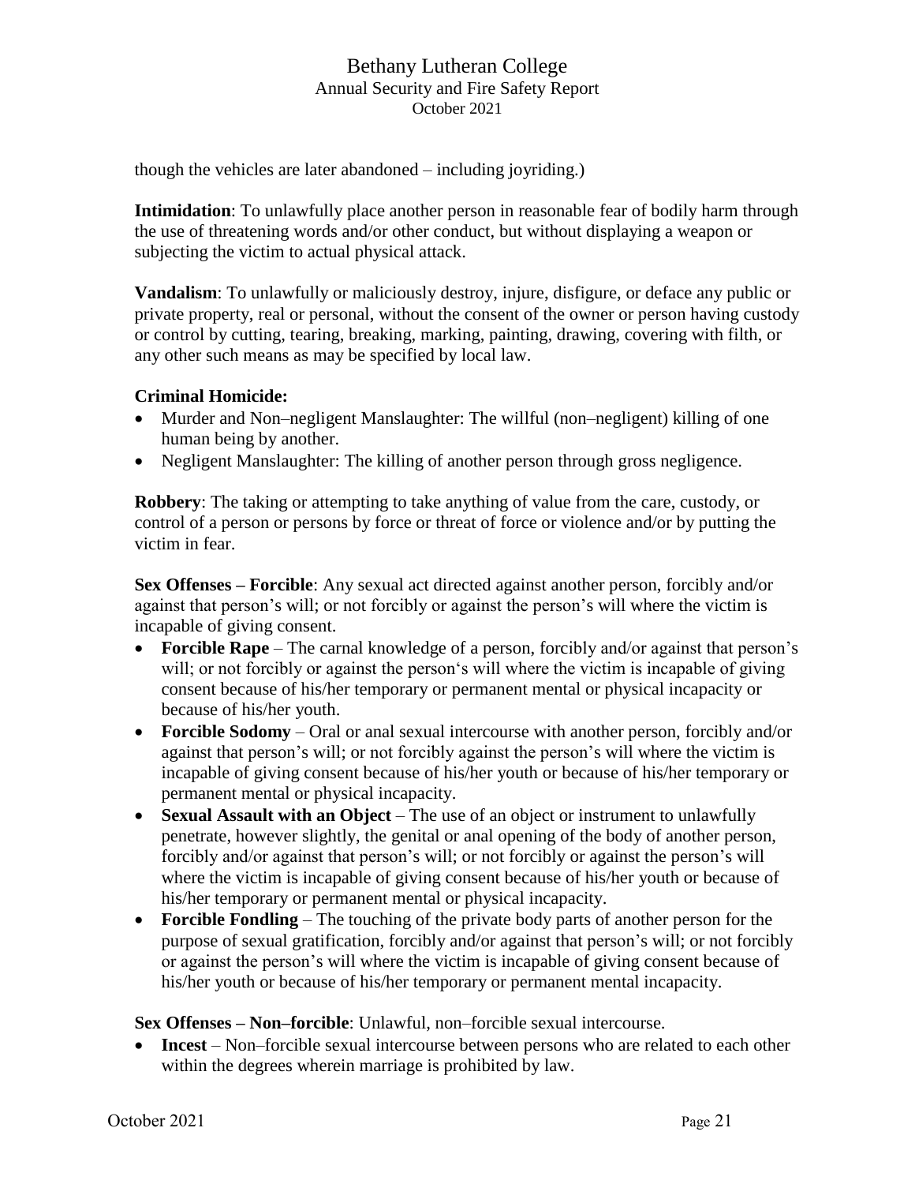though the vehicles are later abandoned – including joyriding.)

**Intimidation**: To unlawfully place another person in reasonable fear of bodily harm through the use of threatening words and/or other conduct, but without displaying a weapon or subjecting the victim to actual physical attack.

**Vandalism**: To unlawfully or maliciously destroy, injure, disfigure, or deface any public or private property, real or personal, without the consent of the owner or person having custody or control by cutting, tearing, breaking, marking, painting, drawing, covering with filth, or any other such means as may be specified by local law.

**Criminal Homicide:**

- Murder and Non–negligent Manslaughter: The willful (non–negligent) killing of one human being by another.
- Negligent Manslaughter: The killing of another person through gross negligence.

**Robbery**: The taking or attempting to take anything of value from the care, custody, or control of a person or persons by force or threat of force or violence and/or by putting the victim in fear.

**Sex Offenses – Forcible**: Any sexual act directed against another person, forcibly and/or against that person's will; or not forcibly or against the person's will where the victim is incapable of giving consent.

- **Forcible Rape** – The carnal knowledge of a person, forcibly and/or against that person's will; or not forcibly or against the person's will where the victim is incapable of giving consent because of his/her temporary or permanent mental or physical incapacity or because of his/her youth.
- **Forcible Sodomy** – Oral or anal sexual intercourse with another person, forcibly and/or against that person's will; or not forcibly against the person's will where the victim is incapable of giving consent because of his/her youth or because of his/her temporary or permanent mental or physical incapacity.
- **Sexual Assault with an Object** – The use of an object or instrument to unlawfully penetrate, however slightly, the genital or anal opening of the body of another person, forcibly and/or against that person's will; or not forcibly or against the person's will where the victim is incapable of giving consent because of his/her youth or because of his/her temporary or permanent mental or physical incapacity.
- **Forcible Fondling** – The touching of the private body parts of another person for the purpose of sexual gratification, forcibly and/or against that person's will; or not forcibly or against the person's will where the victim is incapable of giving consent because of his/her youth or because of his/her temporary or permanent mental incapacity.

**Sex Offenses – Non–forcible**: Unlawful, non–forcible sexual intercourse.

- **Incest** – Non–forcible sexual intercourse between persons who are related to each other within the degrees wherein marriage is prohibited by law.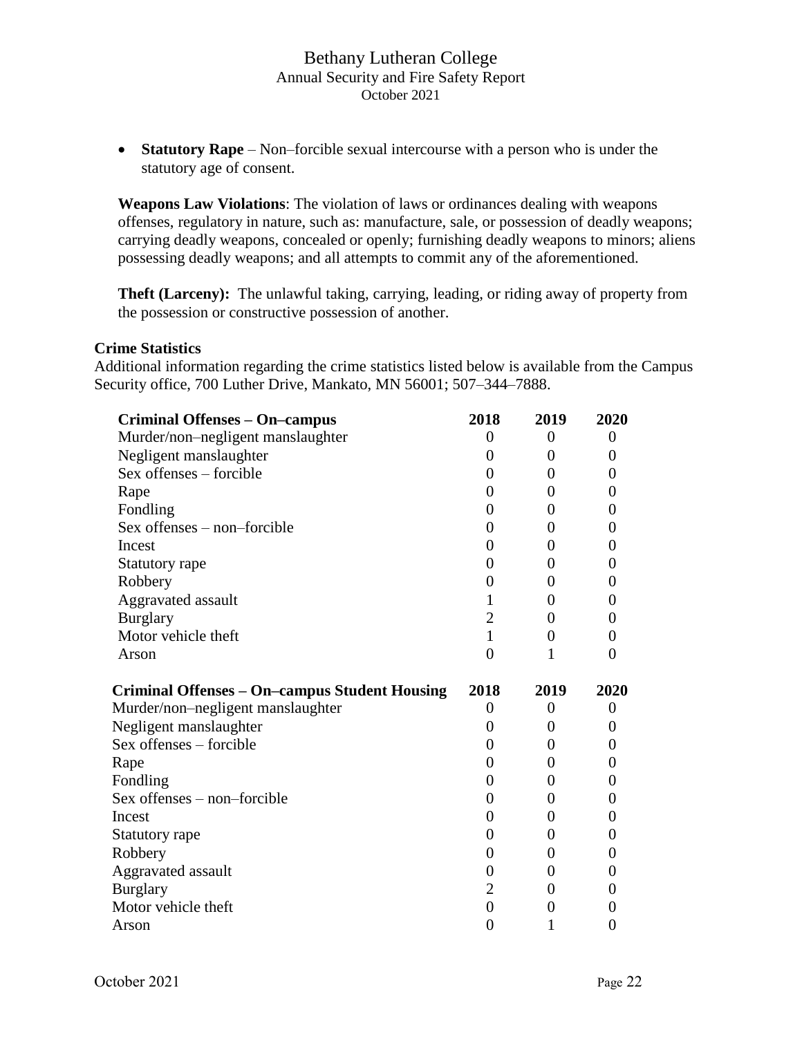- **Statutory Rape** – Non–forcible sexual intercourse with a person who is under the statutory age of consent.

**Weapons Law Violations**: The violation of laws or ordinances dealing with weapons offenses, regulatory in nature, such as: manufacture, sale, or possession of deadly weapons; carrying deadly weapons, concealed or openly; furnishing deadly weapons to minors; aliens possessing deadly weapons; and all attempts to commit any of the aforementioned.

**Theft (Larceny):** The unlawful taking, carrying, leading, or riding away of property from the possession or constructive possession of another.

### Crime Statistics

Additional information regarding the crime statistics listed below is available from the Campus Security office, 700 Luther Drive, Mankato, MN 56001; 507–344–7888.

| Criminal Offenses – On–campus | 2018 | 2019 | 2020 |
|---|---|---|---|
| Murder/non–negligent manslaughter | 0 | 0 | 0 |
| Negligent manslaughter | 0 | 0 | 0 |
| Sex offenses – forcible | 0 | 0 | 0 |
| Rape | 0 | 0 | 0 |
| Fondling | 0 | 0 | 0 |
| Sex offenses – non–forcible | 0 | 0 | 0 |
| Incest | 0 | 0 | 0 |
| Statutory rape | 0 | 0 | 0 |
| Robbery | 0 | 0 | 0 |
| Aggravated assault | 1 | 0 | 0 |
| Burglary | 2 | 0 | 0 |
| Motor vehicle theft | 1 | 0 | 0 |
| Arson | 0 | 1 | 0 |

| Criminal Offenses – On–campus Student Housing | 2018 | 2019 | 2020 |
|---|---|---|---|
| Murder/non–negligent manslaughter | 0 | 0 | 0 |
| Negligent manslaughter | 0 | 0 | 0 |
| Sex offenses – forcible | 0 | 0 | 0 |
| Rape | 0 | 0 | 0 |
| Fondling | 0 | 0 | 0 |
| Sex offenses – non–forcible | 0 | 0 | 0 |
| Incest | 0 | 0 | 0 |
| Statutory rape | 0 | 0 | 0 |
| Robbery | 0 | 0 | 0 |
| Aggravated assault | 0 | 0 | 0 |
| Burglary | 2 | 0 | 0 |
| Motor vehicle theft | 0 | 0 | 0 |
| Arson | 0 | 1 | 0 |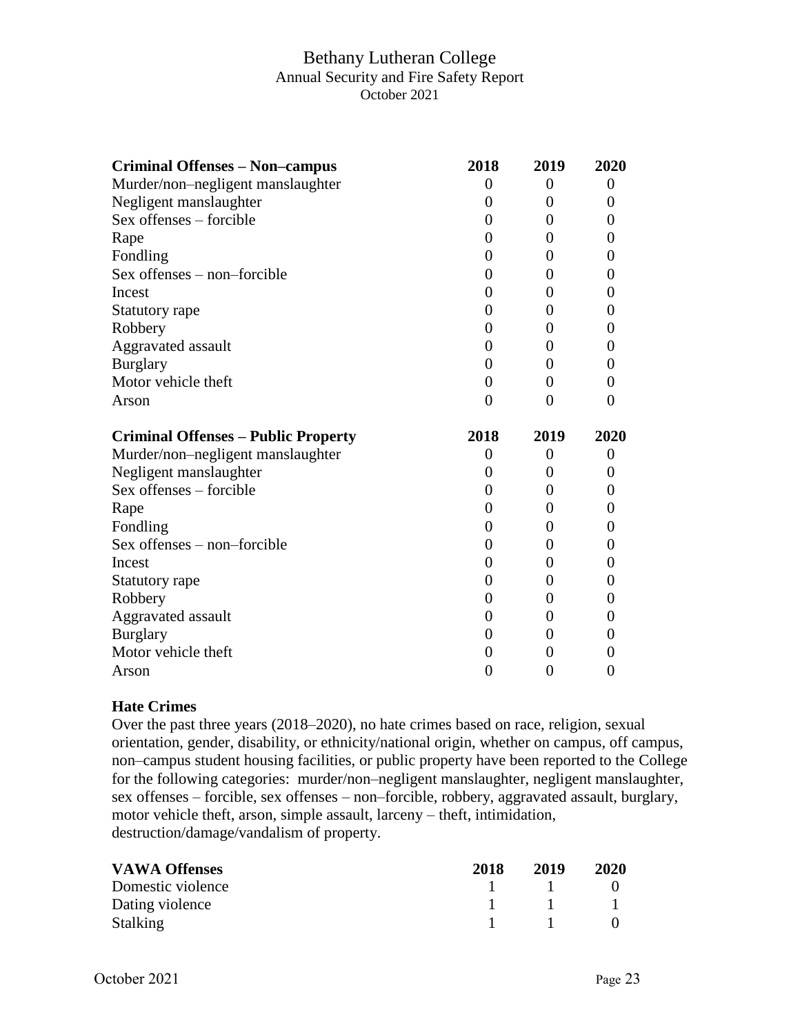| Criminal Offenses – Non–campus | 2018 | 2019 | 2020 |
|---|---|---|---|
| Murder/non–negligent manslaughter | 0 | 0 | 0 |
| Negligent manslaughter | 0 | 0 | 0 |
| Sex offenses – forcible | 0 | 0 | 0 |
| Rape | 0 | 0 | 0 |
| Fondling | 0 | 0 | 0 |
| Sex offenses – non–forcible | 0 | 0 | 0 |
| Incest | 0 | 0 | 0 |
| Statutory rape | 0 | 0 | 0 |
| Robbery | 0 | 0 | 0 |
| Aggravated assault | 0 | 0 | 0 |
| Burglary | 0 | 0 | 0 |
| Motor vehicle theft | 0 | 0 | 0 |
| Arson | 0 | 0 | 0 |

| Criminal Offenses – Public Property | 2018 | 2019 | 2020 |
|---|---|---|---|
| Murder/non–negligent manslaughter | 0 | 0 | 0 |
| Negligent manslaughter | 0 | 0 | 0 |
| Sex offenses – forcible | 0 | 0 | 0 |
| Rape | 0 | 0 | 0 |
| Fondling | 0 | 0 | 0 |
| Sex offenses – non–forcible | 0 | 0 | 0 |
| Incest | 0 | 0 | 0 |
| Statutory rape | 0 | 0 | 0 |
| Robbery | 0 | 0 | 0 |
| Aggravated assault | 0 | 0 | 0 |
| Burglary | 0 | 0 | 0 |
| Motor vehicle theft | 0 | 0 | 0 |
| Arson | 0 | 0 | 0 |

**Hate Crimes**

Over the past three years (2018–2020), no hate crimes based on race, religion, sexual orientation, gender, disability, or ethnicity/national origin, whether on campus, off campus, non–campus student housing facilities, or public property have been reported to the College for the following categories: murder/non–negligent manslaughter, negligent manslaughter, sex offenses – forcible, sex offenses – non–forcible, robbery, aggravated assault, burglary, motor vehicle theft, arson, simple assault, larceny – theft, intimidation, destruction/damage/vandalism of property.

| VAWA Offenses | 2018 | 2019 | 2020 |
|---|---|---|---|
| Domestic violence | 1 | 1 | 0 |
| Dating violence | 1 | 1 | 1 |
| Stalking | 1 | 1 | 0 |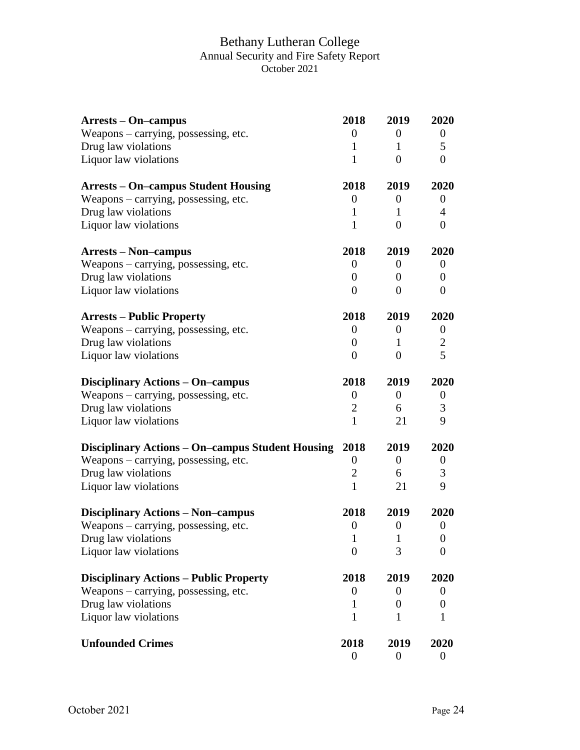| Arrests – On–campus | 2018 | 2019 | 2020 |
|---|---|---|---|
| Weapons – carrying, possessing, etc. | 0 | 0 | 0 |
| Drug law violations | 1 | 1 | 5 |
| Liquor law violations | 1 | 0 | 0 |

| Arrests – On–campus Student Housing | 2018 | 2019 | 2020 |
|---|---|---|---|
| Weapons – carrying, possessing, etc. | 0 | 0 | 0 |
| Drug law violations | 1 | 1 | 4 |
| Liquor law violations | 1 | 0 | 0 |

| Arrests – Non–campus | 2018 | 2019 | 2020 |
|---|---|---|---|
| Weapons – carrying, possessing, etc. | 0 | 0 | 0 |
| Drug law violations | 0 | 0 | 0 |
| Liquor law violations | 0 | 0 | 0 |

| Arrests – Public Property | 2018 | 2019 | 2020 |
|---|---|---|---|
| Weapons – carrying, possessing, etc. | 0 | 0 | 0 |
| Drug law violations | 0 | 1 | 2 |
| Liquor law violations | 0 | 0 | 5 |

| Disciplinary Actions – On–campus | 2018 | 2019 | 2020 |
|---|---|---|---|
| Weapons – carrying, possessing, etc. | 0 | 0 | 0 |
| Drug law violations | 2 | 6 | 3 |
| Liquor law violations | 1 | 21 | 9 |

| Disciplinary Actions – On–campus Student Housing | 2018 | 2019 | 2020 |
|---|---|---|---|
| Weapons – carrying, possessing, etc. | 0 | 0 | 0 |
| Drug law violations | 2 | 6 | 3 |
| Liquor law violations | 1 | 21 | 9 |

| Disciplinary Actions – Non–campus | 2018 | 2019 | 2020 |
|---|---|---|---|
| Weapons – carrying, possessing, etc. | 0 | 0 | 0 |
| Drug law violations | 1 | 1 | 0 |
| Liquor law violations | 0 | 3 | 0 |

| Disciplinary Actions – Public Property | 2018 | 2019 | 2020 |
|---|---|---|---|
| Weapons – carrying, possessing, etc. | 0 | 0 | 0 |
| Drug law violations | 1 | 0 | 0 |
| Liquor law violations | 1 | 1 | 1 |

| Unfounded Crimes | 2018 | 2019 | 2020 |
|---|---|---|---|
| | 0 | 0 | 0 |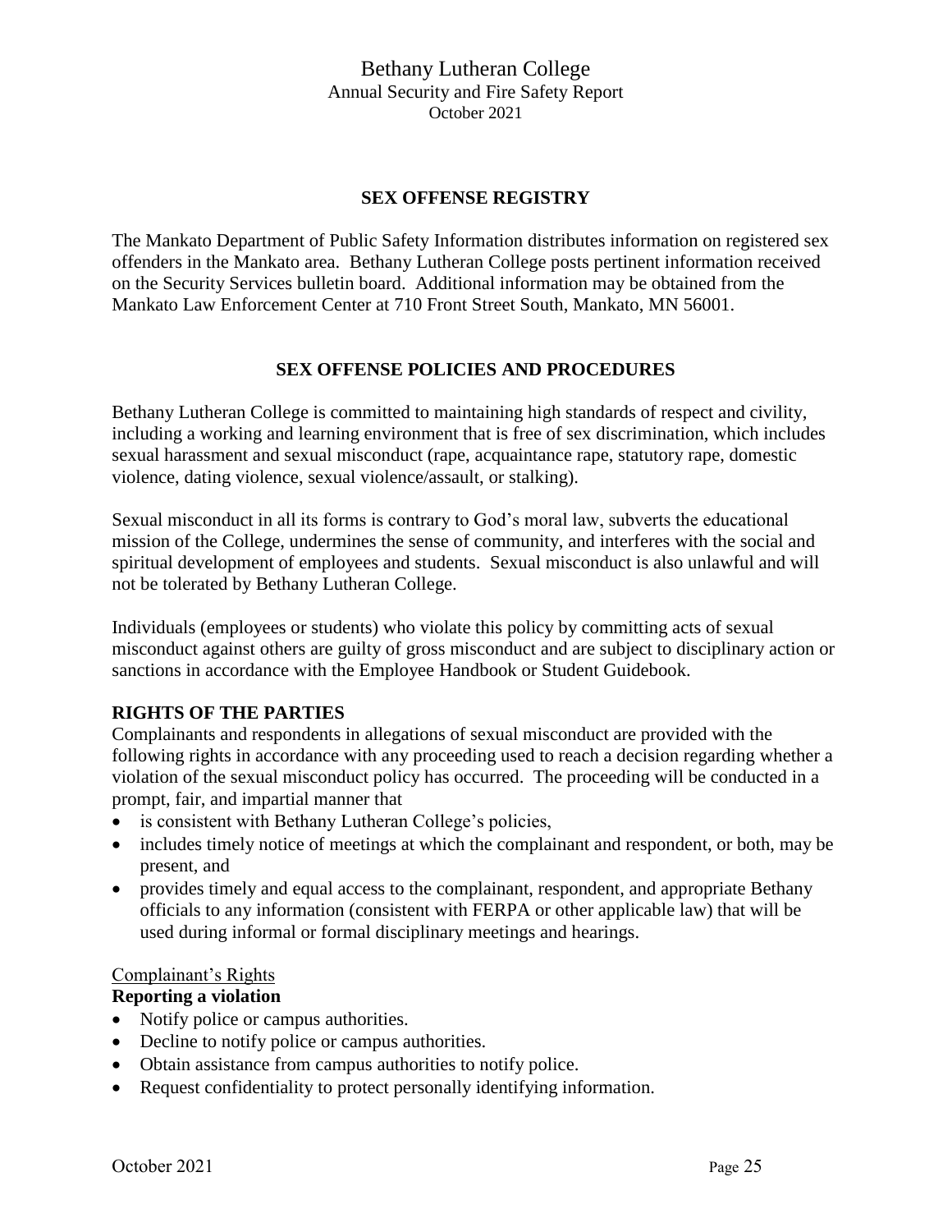## SEX OFFENSE REGISTRY

The Mankato Department of Public Safety Information distributes information on registered sex offenders in the Mankato area. Bethany Lutheran College posts pertinent information received on the Security Services bulletin board. Additional information may be obtained from the Mankato Law Enforcement Center at 710 Front Street South, Mankato, MN 56001.

## SEX OFFENSE POLICIES AND PROCEDURES

Bethany Lutheran College is committed to maintaining high standards of respect and civility, including a working and learning environment that is free of sex discrimination, which includes sexual harassment and sexual misconduct (rape, acquaintance rape, statutory rape, domestic violence, dating violence, sexual violence/assault, or stalking).

Sexual misconduct in all its forms is contrary to God's moral law, subverts the educational mission of the College, undermines the sense of community, and interferes with the social and spiritual development of employees and students. Sexual misconduct is also unlawful and will not be tolerated by Bethany Lutheran College.

Individuals (employees or students) who violate this policy by committing acts of sexual misconduct against others are guilty of gross misconduct and are subject to disciplinary action or sanctions in accordance with the Employee Handbook or Student Guidebook.

### RIGHTS OF THE PARTIES

Complainants and respondents in allegations of sexual misconduct are provided with the following rights in accordance with any proceeding used to reach a decision regarding whether a violation of the sexual misconduct policy has occurred. The proceeding will be conducted in a prompt, fair, and impartial manner that

- is consistent with Bethany Lutheran College's policies,
- includes timely notice of meetings at which the complainant and respondent, or both, may be present, and
- provides timely and equal access to the complainant, respondent, and appropriate Bethany officials to any information (consistent with FERPA or other applicable law) that will be used during informal or formal disciplinary meetings and hearings.

Complainant's Rights

**Reporting a violation**

- Notify police or campus authorities.
- Decline to notify police or campus authorities.
- Obtain assistance from campus authorities to notify police.
- Request confidentiality to protect personally identifying information.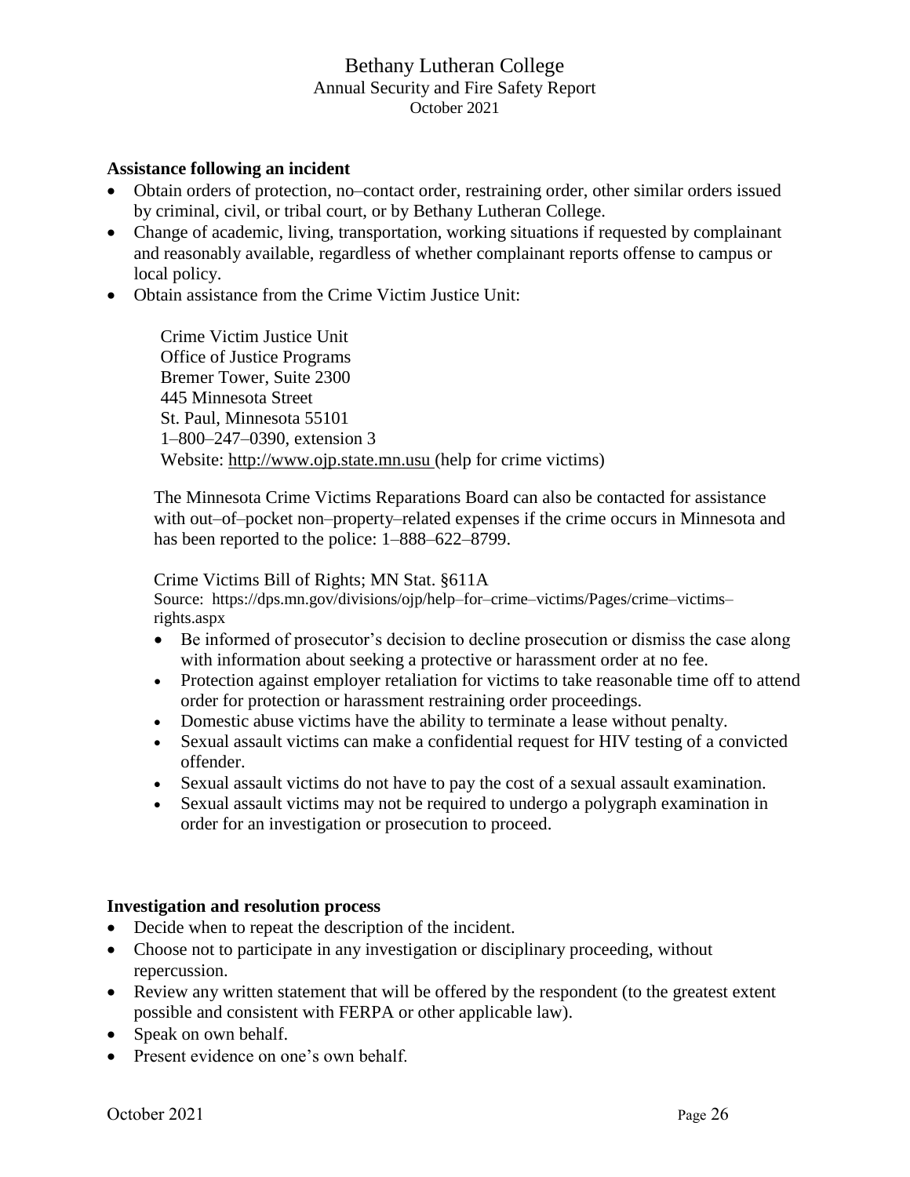**Assistance following an incident**

- Obtain orders of protection, no–contact order, restraining order, other similar orders issued by criminal, civil, or tribal court, or by Bethany Lutheran College.
- Change of academic, living, transportation, working situations if requested by complainant and reasonably available, regardless of whether complainant reports offense to campus or local policy.
- Obtain assistance from the Crime Victim Justice Unit:

  Crime Victim Justice Unit
  Office of Justice Programs
  Bremer Tower, Suite 2300
  445 Minnesota Street
  St. Paul, Minnesota 55101
  1–800–247–0390, extension 3
  Website: http://www.ojp.state.mn.usu (help for crime victims)

  The Minnesota Crime Victims Reparations Board can also be contacted for assistance with out–of–pocket non–property–related expenses if the crime occurs in Minnesota and has been reported to the police: 1–888–622–8799.

  Crime Victims Bill of Rights; MN Stat. §611A
  Source: https://dps.mn.gov/divisions/ojp/help–for–crime–victims/Pages/crime–victims–rights.aspx

  - Be informed of prosecutor's decision to decline prosecution or dismiss the case along with information about seeking a protective or harassment order at no fee.
  - Protection against employer retaliation for victims to take reasonable time off to attend order for protection or harassment restraining order proceedings.
  - Domestic abuse victims have the ability to terminate a lease without penalty.
  - Sexual assault victims can make a confidential request for HIV testing of a convicted offender.
  - Sexual assault victims do not have to pay the cost of a sexual assault examination.
  - Sexual assault victims may not be required to undergo a polygraph examination in order for an investigation or prosecution to proceed.

**Investigation and resolution process**

- Decide when to repeat the description of the incident.
- Choose not to participate in any investigation or disciplinary proceeding, without repercussion.
- Review any written statement that will be offered by the respondent (to the greatest extent possible and consistent with FERPA or other applicable law).
- Speak on own behalf.
- Present evidence on one's own behalf.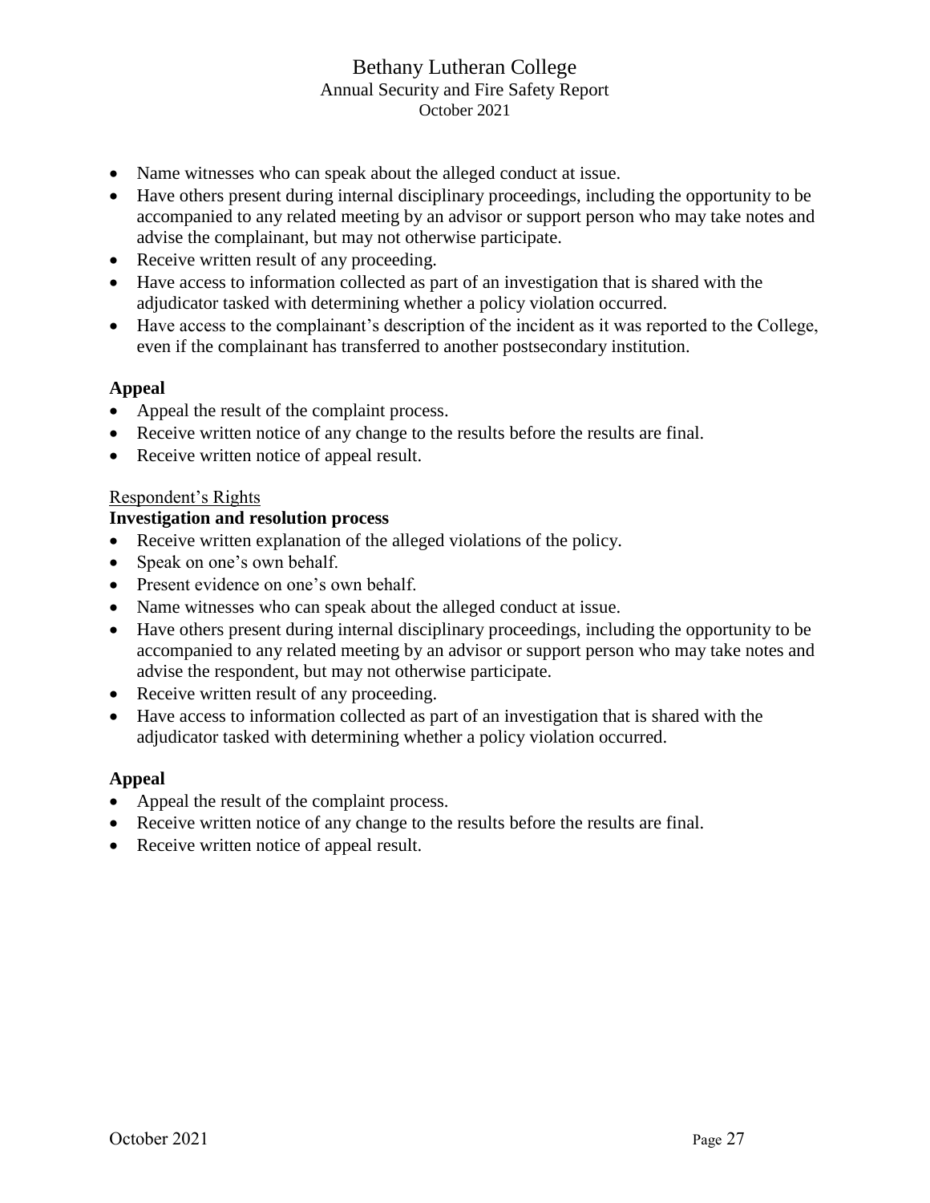- Name witnesses who can speak about the alleged conduct at issue.
- Have others present during internal disciplinary proceedings, including the opportunity to be accompanied to any related meeting by an advisor or support person who may take notes and advise the complainant, but may not otherwise participate.
- Receive written result of any proceeding.
- Have access to information collected as part of an investigation that is shared with the adjudicator tasked with determining whether a policy violation occurred.
- Have access to the complainant's description of the incident as it was reported to the College, even if the complainant has transferred to another postsecondary institution.

**Appeal**

- Appeal the result of the complaint process.
- Receive written notice of any change to the results before the results are final.
- Receive written notice of appeal result.

Respondent's Rights

**Investigation and resolution process**

- Receive written explanation of the alleged violations of the policy.
- Speak on one's own behalf.
- Present evidence on one's own behalf.
- Name witnesses who can speak about the alleged conduct at issue.
- Have others present during internal disciplinary proceedings, including the opportunity to be accompanied to any related meeting by an advisor or support person who may take notes and advise the respondent, but may not otherwise participate.
- Receive written result of any proceeding.
- Have access to information collected as part of an investigation that is shared with the adjudicator tasked with determining whether a policy violation occurred.

**Appeal**

- Appeal the result of the complaint process.
- Receive written notice of any change to the results before the results are final.
- Receive written notice of appeal result.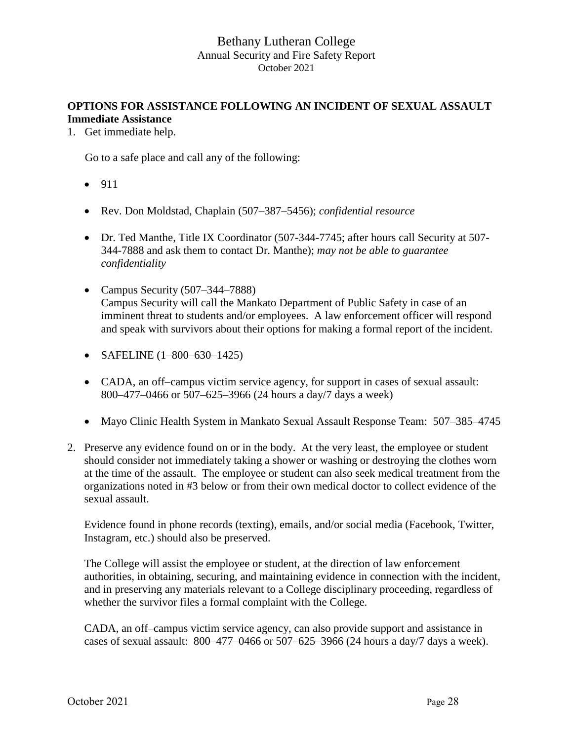**OPTIONS FOR ASSISTANCE FOLLOWING AN INCIDENT OF SEXUAL ASSAULT**
**Immediate Assistance**

1. Get immediate help.

   Go to a safe place and call any of the following:

   - 911
   - Rev. Don Moldstad, Chaplain (507–387–5456); *confidential resource*
   - Dr. Ted Manthe, Title IX Coordinator (507-344-7745; after hours call Security at 507-344-7888 and ask them to contact Dr. Manthe); *may not be able to guarantee confidentiality*
   - Campus Security (507–344–7888)
     Campus Security will call the Mankato Department of Public Safety in case of an imminent threat to students and/or employees. A law enforcement officer will respond and speak with survivors about their options for making a formal report of the incident.
   - SAFELINE (1–800–630–1425)
   - CADA, an off–campus victim service agency, for support in cases of sexual assault: 800–477–0466 or 507–625–3966 (24 hours a day/7 days a week)
   - Mayo Clinic Health System in Mankato Sexual Assault Response Team: 507–385–4745

2. Preserve any evidence found on or in the body. At the very least, the employee or student should consider not immediately taking a shower or washing or destroying the clothes worn at the time of the assault. The employee or student can also seek medical treatment from the organizations noted in #3 below or from their own medical doctor to collect evidence of the sexual assault.

   Evidence found in phone records (texting), emails, and/or social media (Facebook, Twitter, Instagram, etc.) should also be preserved.

   The College will assist the employee or student, at the direction of law enforcement authorities, in obtaining, securing, and maintaining evidence in connection with the incident, and in preserving any materials relevant to a College disciplinary proceeding, regardless of whether the survivor files a formal complaint with the College.

   CADA, an off–campus victim service agency, can also provide support and assistance in cases of sexual assault: 800–477–0466 or 507–625–3966 (24 hours a day/7 days a week).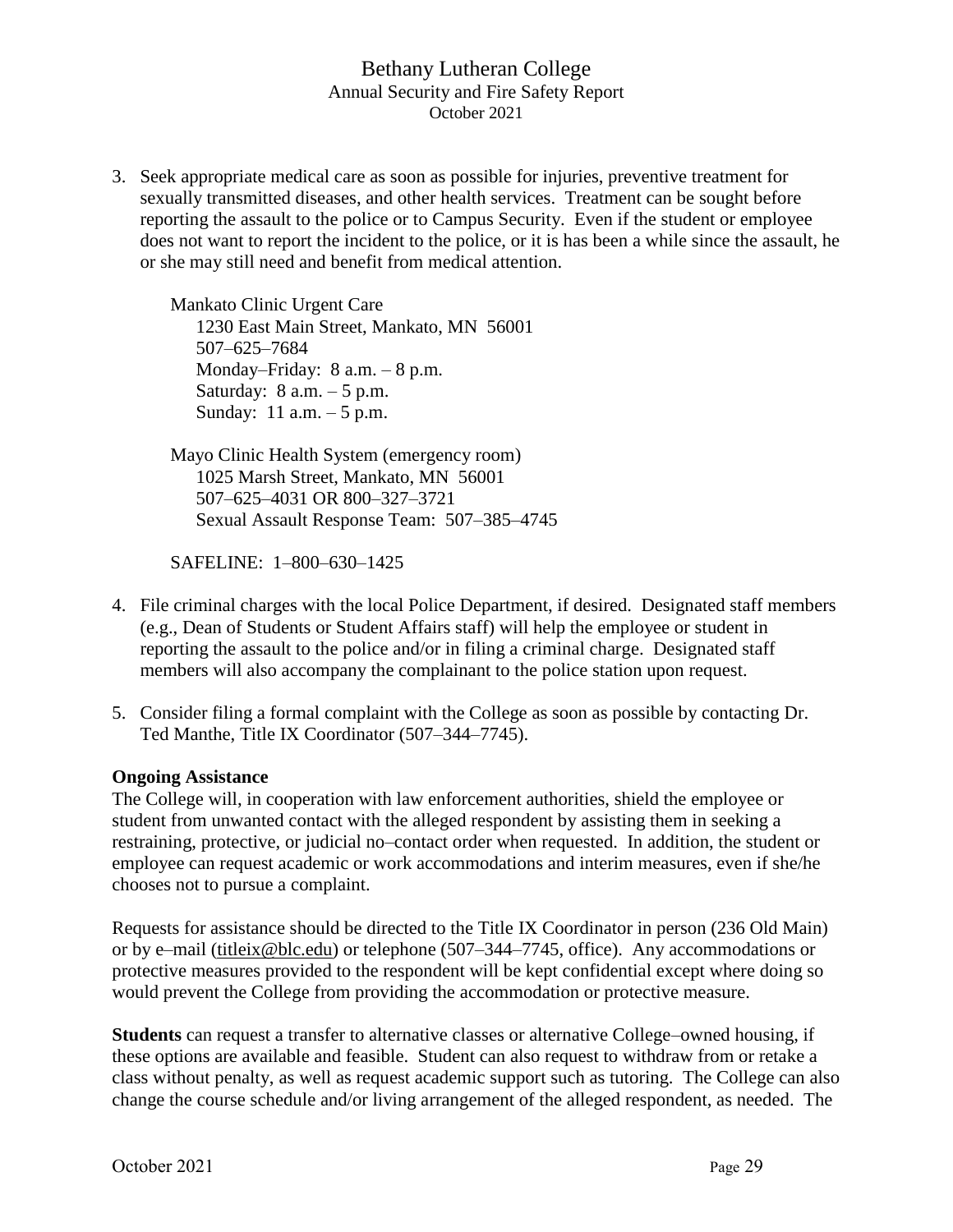3. Seek appropriate medical care as soon as possible for injuries, preventive treatment for sexually transmitted diseases, and other health services. Treatment can be sought before reporting the assault to the police or to Campus Security. Even if the student or employee does not want to report the incident to the police, or it is has been a while since the assault, he or she may still need and benefit from medical attention.

   Mankato Clinic Urgent Care
   1230 East Main Street, Mankato, MN 56001
   507–625–7684
   Monday–Friday: 8 a.m. – 8 p.m.
   Saturday: 8 a.m. – 5 p.m.
   Sunday: 11 a.m. – 5 p.m.

   Mayo Clinic Health System (emergency room)
   1025 Marsh Street, Mankato, MN 56001
   507–625–4031 OR 800–327–3721
   Sexual Assault Response Team: 507–385–4745

   SAFELINE: 1–800–630–1425

4. File criminal charges with the local Police Department, if desired. Designated staff members (e.g., Dean of Students or Student Affairs staff) will help the employee or student in reporting the assault to the police and/or in filing a criminal charge. Designated staff members will also accompany the complainant to the police station upon request.

5. Consider filing a formal complaint with the College as soon as possible by contacting Dr. Ted Manthe, Title IX Coordinator (507–344–7745).

**Ongoing Assistance**

The College will, in cooperation with law enforcement authorities, shield the employee or student from unwanted contact with the alleged respondent by assisting them in seeking a restraining, protective, or judicial no–contact order when requested. In addition, the student or employee can request academic or work accommodations and interim measures, even if she/he chooses not to pursue a complaint.

Requests for assistance should be directed to the Title IX Coordinator in person (236 Old Main) or by e–mail (titleix@blc.edu) or telephone (507–344–7745, office). Any accommodations or protective measures provided to the respondent will be kept confidential except where doing so would prevent the College from providing the accommodation or protective measure.

**Students** can request a transfer to alternative classes or alternative College–owned housing, if these options are available and feasible. Student can also request to withdraw from or retake a class without penalty, as well as request academic support such as tutoring. The College can also change the course schedule and/or living arrangement of the alleged respondent, as needed. The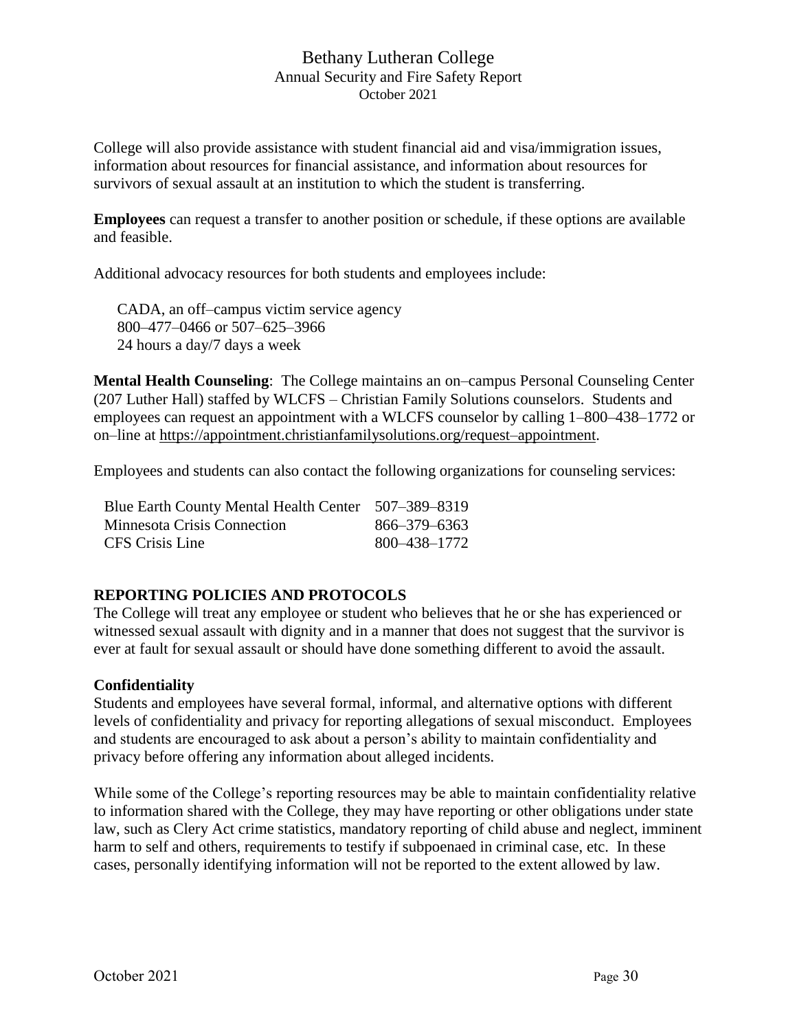College will also provide assistance with student financial aid and visa/immigration issues, information about resources for financial assistance, and information about resources for survivors of sexual assault at an institution to which the student is transferring.

**Employees** can request a transfer to another position or schedule, if these options are available and feasible.

Additional advocacy resources for both students and employees include:

CADA, an off–campus victim service agency
800–477–0466 or 507–625–3966
24 hours a day/7 days a week

**Mental Health Counseling**: The College maintains an on–campus Personal Counseling Center (207 Luther Hall) staffed by WLCFS – Christian Family Solutions counselors. Students and employees can request an appointment with a WLCFS counselor by calling 1–800–438–1772 or on–line at https://appointment.christianfamilysolutions.org/request–appointment.

Employees and students can also contact the following organizations for counseling services:

| | |
|---|---|
| Blue Earth County Mental Health Center | 507–389–8319 |
| Minnesota Crisis Connection | 866–379–6363 |
| CFS Crisis Line | 800–438–1772 |

## REPORTING POLICIES AND PROTOCOLS

The College will treat any employee or student who believes that he or she has experienced or witnessed sexual assault with dignity and in a manner that does not suggest that the survivor is ever at fault for sexual assault or should have done something different to avoid the assault.

### Confidentiality

Students and employees have several formal, informal, and alternative options with different levels of confidentiality and privacy for reporting allegations of sexual misconduct. Employees and students are encouraged to ask about a person's ability to maintain confidentiality and privacy before offering any information about alleged incidents.

While some of the College's reporting resources may be able to maintain confidentiality relative to information shared with the College, they may have reporting or other obligations under state law, such as Clery Act crime statistics, mandatory reporting of child abuse and neglect, imminent harm to self and others, requirements to testify if subpoenaed in criminal case, etc. In these cases, personally identifying information will not be reported to the extent allowed by law.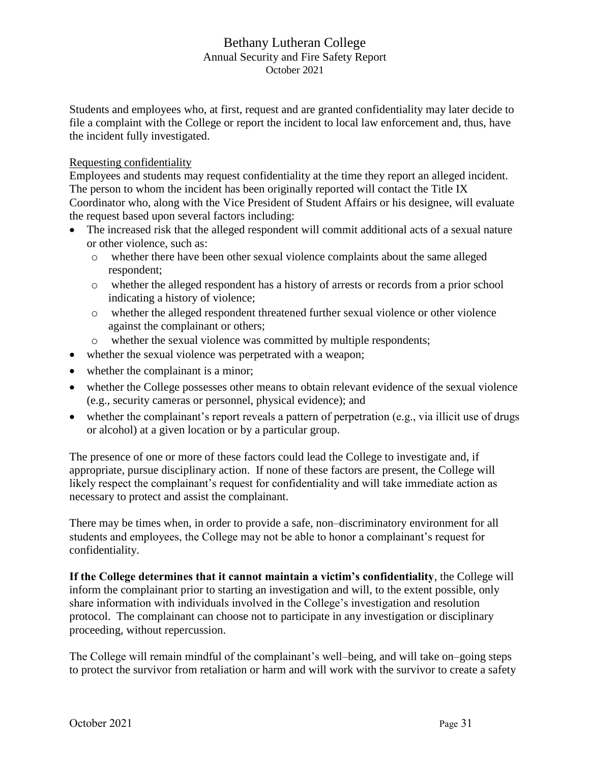Students and employees who, at first, request and are granted confidentiality may later decide to file a complaint with the College or report the incident to local law enforcement and, thus, have the incident fully investigated.

Requesting confidentiality

Employees and students may request confidentiality at the time they report an alleged incident. The person to whom the incident has been originally reported will contact the Title IX Coordinator who, along with the Vice President of Student Affairs or his designee, will evaluate the request based upon several factors including:

- The increased risk that the alleged respondent will commit additional acts of a sexual nature or other violence, such as:
  - whether there have been other sexual violence complaints about the same alleged respondent;
  - whether the alleged respondent has a history of arrests or records from a prior school indicating a history of violence;
  - whether the alleged respondent threatened further sexual violence or other violence against the complainant or others;
  - whether the sexual violence was committed by multiple respondents;
- whether the sexual violence was perpetrated with a weapon;
- whether the complainant is a minor;
- whether the College possesses other means to obtain relevant evidence of the sexual violence (e.g., security cameras or personnel, physical evidence); and
- whether the complainant's report reveals a pattern of perpetration (e.g., via illicit use of drugs or alcohol) at a given location or by a particular group.

The presence of one or more of these factors could lead the College to investigate and, if appropriate, pursue disciplinary action. If none of these factors are present, the College will likely respect the complainant's request for confidentiality and will take immediate action as necessary to protect and assist the complainant.

There may be times when, in order to provide a safe, non–discriminatory environment for all students and employees, the College may not be able to honor a complainant's request for confidentiality.

**If the College determines that it cannot maintain a victim's confidentiality**, the College will inform the complainant prior to starting an investigation and will, to the extent possible, only share information with individuals involved in the College's investigation and resolution protocol. The complainant can choose not to participate in any investigation or disciplinary proceeding, without repercussion.

The College will remain mindful of the complainant's well–being, and will take on–going steps to protect the survivor from retaliation or harm and will work with the survivor to create a safety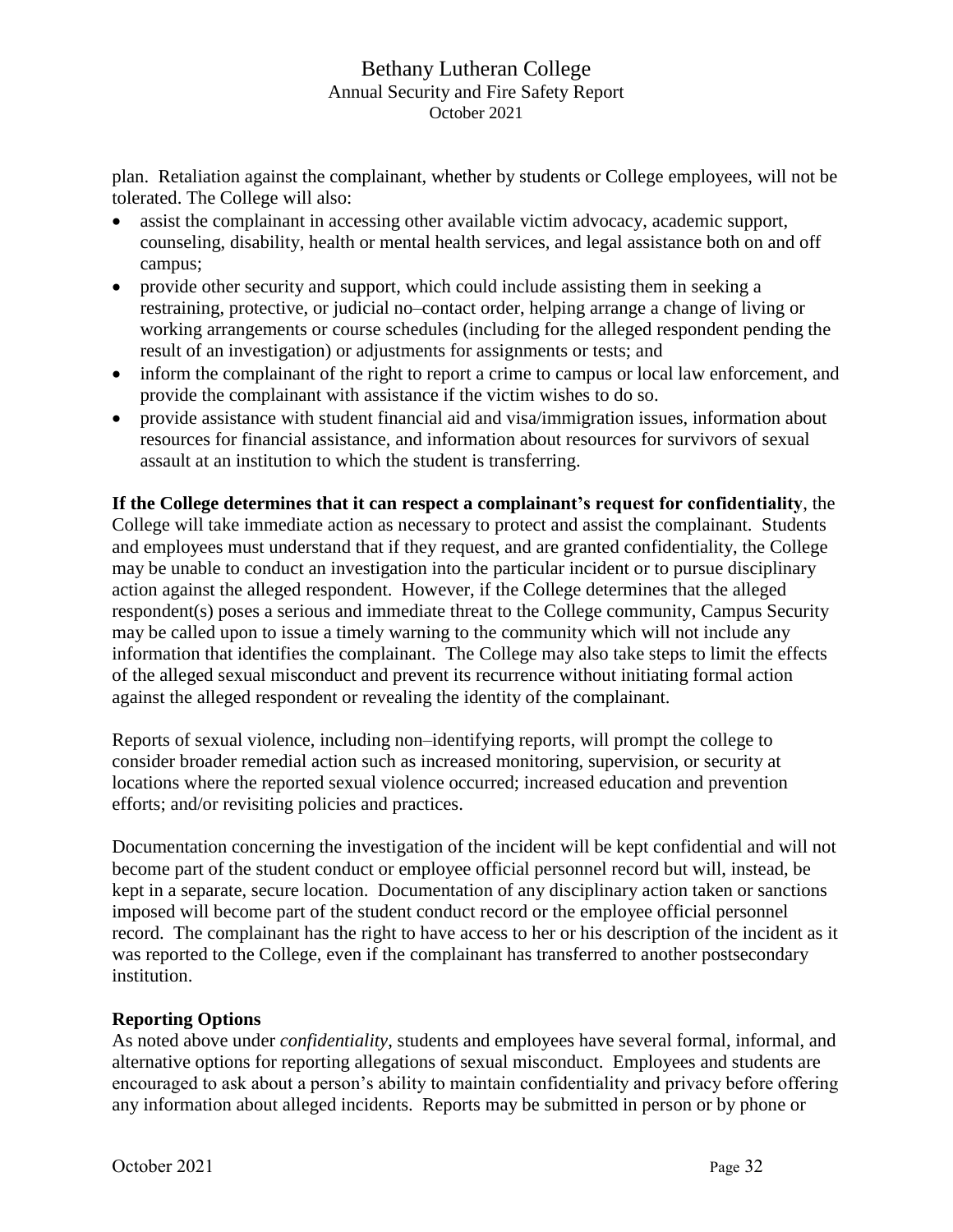plan. Retaliation against the complainant, whether by students or College employees, will not be tolerated. The College will also:

- assist the complainant in accessing other available victim advocacy, academic support, counseling, disability, health or mental health services, and legal assistance both on and off campus;
- provide other security and support, which could include assisting them in seeking a restraining, protective, or judicial no–contact order, helping arrange a change of living or working arrangements or course schedules (including for the alleged respondent pending the result of an investigation) or adjustments for assignments or tests; and
- inform the complainant of the right to report a crime to campus or local law enforcement, and provide the complainant with assistance if the victim wishes to do so.
- provide assistance with student financial aid and visa/immigration issues, information about resources for financial assistance, and information about resources for survivors of sexual assault at an institution to which the student is transferring.

**If the College determines that it can respect a complainant's request for confidentiality**, the College will take immediate action as necessary to protect and assist the complainant. Students and employees must understand that if they request, and are granted confidentiality, the College may be unable to conduct an investigation into the particular incident or to pursue disciplinary action against the alleged respondent. However, if the College determines that the alleged respondent(s) poses a serious and immediate threat to the College community, Campus Security may be called upon to issue a timely warning to the community which will not include any information that identifies the complainant. The College may also take steps to limit the effects of the alleged sexual misconduct and prevent its recurrence without initiating formal action against the alleged respondent or revealing the identity of the complainant.

Reports of sexual violence, including non–identifying reports, will prompt the college to consider broader remedial action such as increased monitoring, supervision, or security at locations where the reported sexual violence occurred; increased education and prevention efforts; and/or revisiting policies and practices.

Documentation concerning the investigation of the incident will be kept confidential and will not become part of the student conduct or employee official personnel record but will, instead, be kept in a separate, secure location. Documentation of any disciplinary action taken or sanctions imposed will become part of the student conduct record or the employee official personnel record. The complainant has the right to have access to her or his description of the incident as it was reported to the College, even if the complainant has transferred to another postsecondary institution.

**Reporting Options**

As noted above under *confidentiality*, students and employees have several formal, informal, and alternative options for reporting allegations of sexual misconduct. Employees and students are encouraged to ask about a person's ability to maintain confidentiality and privacy before offering any information about alleged incidents. Reports may be submitted in person or by phone or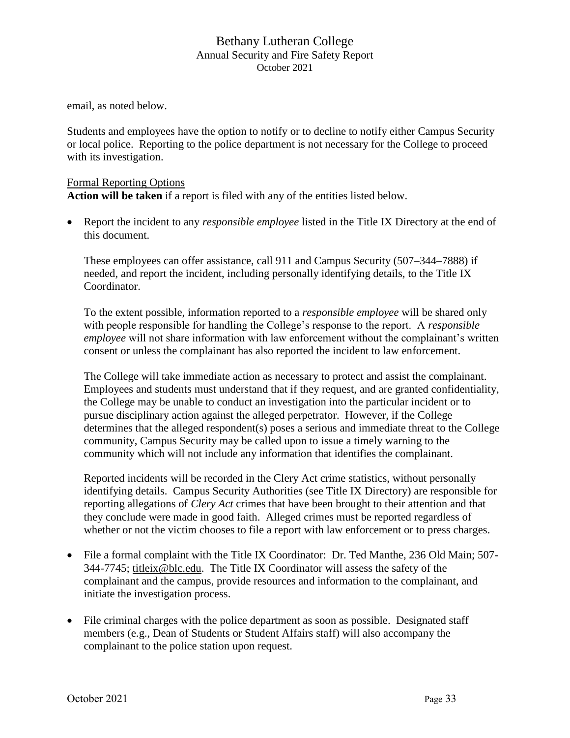email, as noted below.

Students and employees have the option to notify or to decline to notify either Campus Security or local police. Reporting to the police department is not necessary for the College to proceed with its investigation.

Formal Reporting Options

**Action will be taken** if a report is filed with any of the entities listed below.

- Report the incident to any *responsible employee* listed in the Title IX Directory at the end of this document.

  These employees can offer assistance, call 911 and Campus Security (507–344–7888) if needed, and report the incident, including personally identifying details, to the Title IX Coordinator.

  To the extent possible, information reported to a *responsible employee* will be shared only with people responsible for handling the College's response to the report. A *responsible employee* will not share information with law enforcement without the complainant's written consent or unless the complainant has also reported the incident to law enforcement.

  The College will take immediate action as necessary to protect and assist the complainant. Employees and students must understand that if they request, and are granted confidentiality, the College may be unable to conduct an investigation into the particular incident or to pursue disciplinary action against the alleged perpetrator. However, if the College determines that the alleged respondent(s) poses a serious and immediate threat to the College community, Campus Security may be called upon to issue a timely warning to the community which will not include any information that identifies the complainant.

  Reported incidents will be recorded in the Clery Act crime statistics, without personally identifying details. Campus Security Authorities (see Title IX Directory) are responsible for reporting allegations of *Clery Act* crimes that have been brought to their attention and that they conclude were made in good faith. Alleged crimes must be reported regardless of whether or not the victim chooses to file a report with law enforcement or to press charges.

- File a formal complaint with the Title IX Coordinator: Dr. Ted Manthe, 236 Old Main; 507-344-7745; titleix@blc.edu. The Title IX Coordinator will assess the safety of the complainant and the campus, provide resources and information to the complainant, and initiate the investigation process.

- File criminal charges with the police department as soon as possible. Designated staff members (e.g., Dean of Students or Student Affairs staff) will also accompany the complainant to the police station upon request.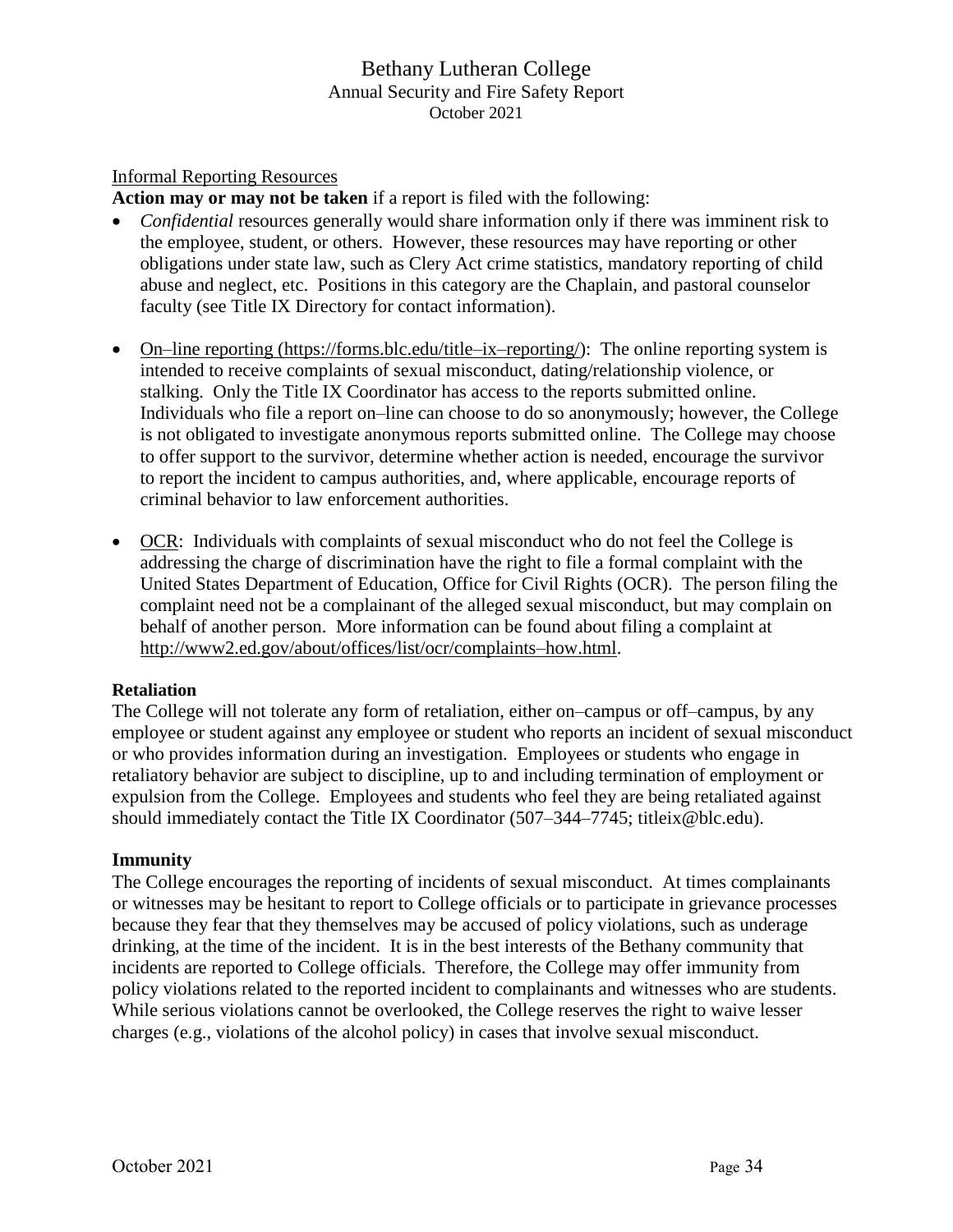Informal Reporting Resources

**Action may or may not be taken** if a report is filed with the following:

- *Confidential* resources generally would share information only if there was imminent risk to the employee, student, or others. However, these resources may have reporting or other obligations under state law, such as Clery Act crime statistics, mandatory reporting of child abuse and neglect, etc. Positions in this category are the Chaplain, and pastoral counselor faculty (see Title IX Directory for contact information).

- On–line reporting (https://forms.blc.edu/title–ix–reporting/): The online reporting system is intended to receive complaints of sexual misconduct, dating/relationship violence, or stalking. Only the Title IX Coordinator has access to the reports submitted online. Individuals who file a report on–line can choose to do so anonymously; however, the College is not obligated to investigate anonymous reports submitted online. The College may choose to offer support to the survivor, determine whether action is needed, encourage the survivor to report the incident to campus authorities, and, where applicable, encourage reports of criminal behavior to law enforcement authorities.

- OCR: Individuals with complaints of sexual misconduct who do not feel the College is addressing the charge of discrimination have the right to file a formal complaint with the United States Department of Education, Office for Civil Rights (OCR). The person filing the complaint need not be a complainant of the alleged sexual misconduct, but may complain on behalf of another person. More information can be found about filing a complaint at http://www2.ed.gov/about/offices/list/ocr/complaints–how.html.

**Retaliation**

The College will not tolerate any form of retaliation, either on–campus or off–campus, by any employee or student against any employee or student who reports an incident of sexual misconduct or who provides information during an investigation. Employees or students who engage in retaliatory behavior are subject to discipline, up to and including termination of employment or expulsion from the College. Employees and students who feel they are being retaliated against should immediately contact the Title IX Coordinator (507–344–7745; titleix@blc.edu).

**Immunity**

The College encourages the reporting of incidents of sexual misconduct. At times complainants or witnesses may be hesitant to report to College officials or to participate in grievance processes because they fear that they themselves may be accused of policy violations, such as underage drinking, at the time of the incident. It is in the best interests of the Bethany community that incidents are reported to College officials. Therefore, the College may offer immunity from policy violations related to the reported incident to complainants and witnesses who are students. While serious violations cannot be overlooked, the College reserves the right to waive lesser charges (e.g., violations of the alcohol policy) in cases that involve sexual misconduct.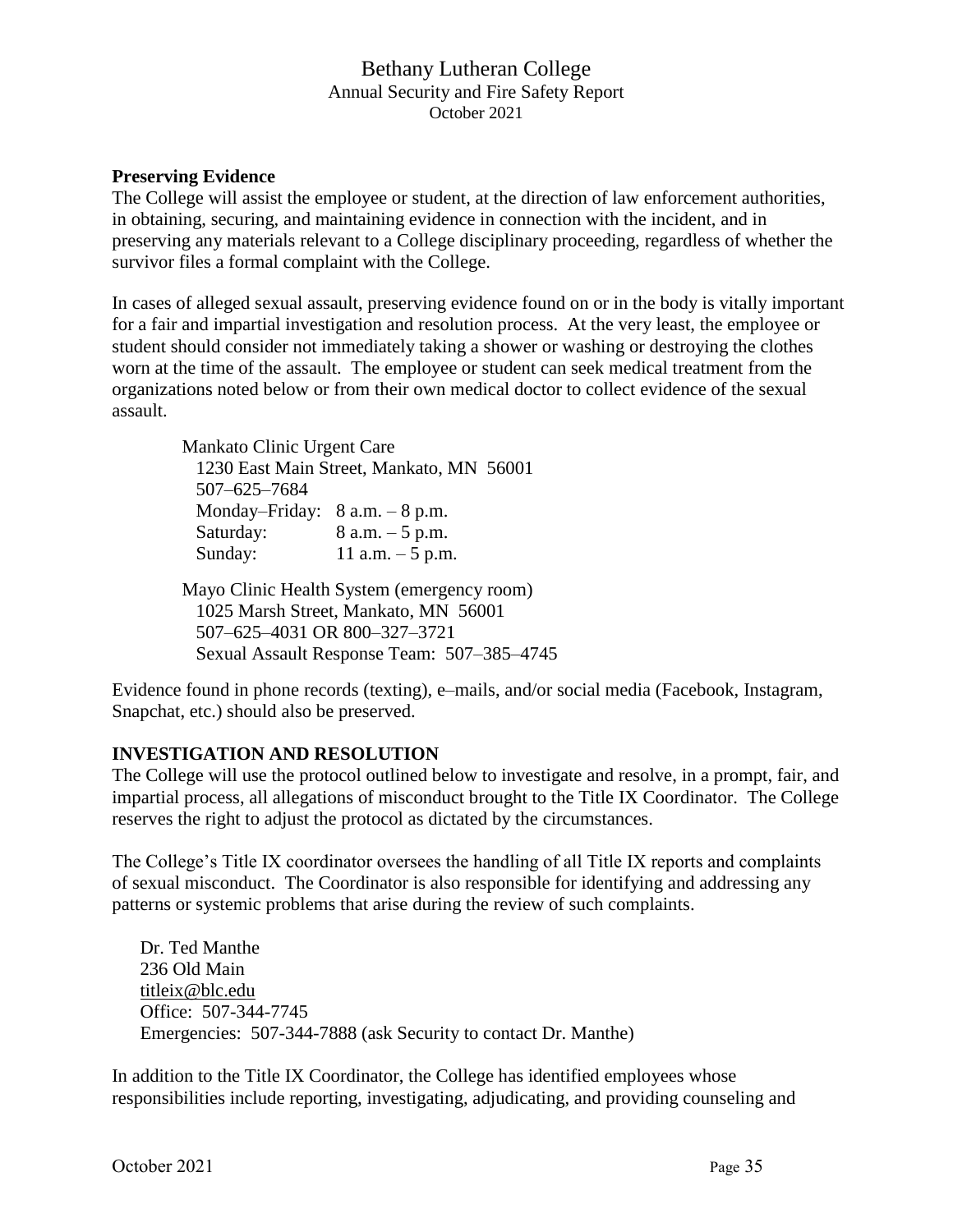**Preserving Evidence**

The College will assist the employee or student, at the direction of law enforcement authorities, in obtaining, securing, and maintaining evidence in connection with the incident, and in preserving any materials relevant to a College disciplinary proceeding, regardless of whether the survivor files a formal complaint with the College.

In cases of alleged sexual assault, preserving evidence found on or in the body is vitally important for a fair and impartial investigation and resolution process. At the very least, the employee or student should consider not immediately taking a shower or washing or destroying the clothes worn at the time of the assault. The employee or student can seek medical treatment from the organizations noted below or from their own medical doctor to collect evidence of the sexual assault.

Mankato Clinic Urgent Care
1230 East Main Street, Mankato, MN 56001
507–625–7684
Monday–Friday: 8 a.m. – 8 p.m.
Saturday: 8 a.m. – 5 p.m.
Sunday: 11 a.m. – 5 p.m.

Mayo Clinic Health System (emergency room)
1025 Marsh Street, Mankato, MN 56001
507–625–4031 OR 800–327–3721
Sexual Assault Response Team: 507–385–4745

Evidence found in phone records (texting), e–mails, and/or social media (Facebook, Instagram, Snapchat, etc.) should also be preserved.

**INVESTIGATION AND RESOLUTION**

The College will use the protocol outlined below to investigate and resolve, in a prompt, fair, and impartial process, all allegations of misconduct brought to the Title IX Coordinator. The College reserves the right to adjust the protocol as dictated by the circumstances.

The College's Title IX coordinator oversees the handling of all Title IX reports and complaints of sexual misconduct. The Coordinator is also responsible for identifying and addressing any patterns or systemic problems that arise during the review of such complaints.

Dr. Ted Manthe
236 Old Main
titleix@blc.edu
Office: 507-344-7745
Emergencies: 507-344-7888 (ask Security to contact Dr. Manthe)

In addition to the Title IX Coordinator, the College has identified employees whose responsibilities include reporting, investigating, adjudicating, and providing counseling and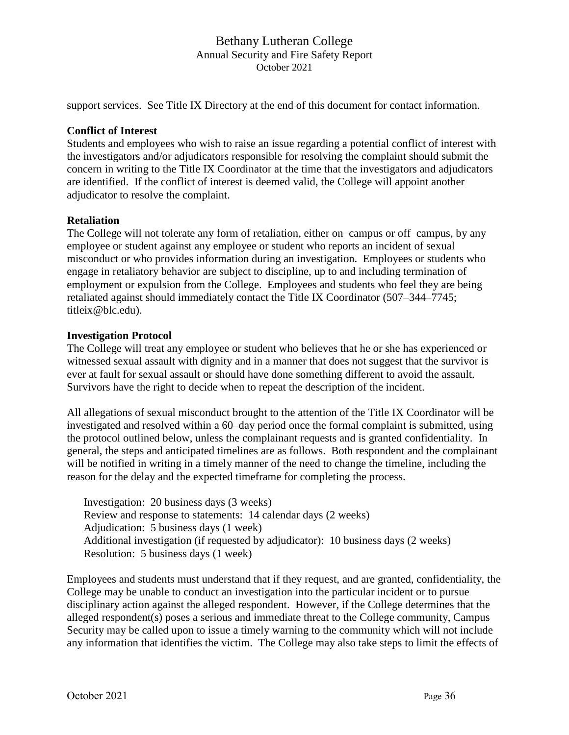support services. See Title IX Directory at the end of this document for contact information.

**Conflict of Interest**

Students and employees who wish to raise an issue regarding a potential conflict of interest with the investigators and/or adjudicators responsible for resolving the complaint should submit the concern in writing to the Title IX Coordinator at the time that the investigators and adjudicators are identified. If the conflict of interest is deemed valid, the College will appoint another adjudicator to resolve the complaint.

**Retaliation**

The College will not tolerate any form of retaliation, either on–campus or off–campus, by any employee or student against any employee or student who reports an incident of sexual misconduct or who provides information during an investigation. Employees or students who engage in retaliatory behavior are subject to discipline, up to and including termination of employment or expulsion from the College. Employees and students who feel they are being retaliated against should immediately contact the Title IX Coordinator (507–344–7745; titleix@blc.edu).

**Investigation Protocol**

The College will treat any employee or student who believes that he or she has experienced or witnessed sexual assault with dignity and in a manner that does not suggest that the survivor is ever at fault for sexual assault or should have done something different to avoid the assault. Survivors have the right to decide when to repeat the description of the incident.

All allegations of sexual misconduct brought to the attention of the Title IX Coordinator will be investigated and resolved within a 60–day period once the formal complaint is submitted, using the protocol outlined below, unless the complainant requests and is granted confidentiality. In general, the steps and anticipated timelines are as follows. Both respondent and the complainant will be notified in writing in a timely manner of the need to change the timeline, including the reason for the delay and the expected timeframe for completing the process.

Investigation: 20 business days (3 weeks)
Review and response to statements: 14 calendar days (2 weeks)
Adjudication: 5 business days (1 week)
Additional investigation (if requested by adjudicator): 10 business days (2 weeks)
Resolution: 5 business days (1 week)

Employees and students must understand that if they request, and are granted, confidentiality, the College may be unable to conduct an investigation into the particular incident or to pursue disciplinary action against the alleged respondent. However, if the College determines that the alleged respondent(s) poses a serious and immediate threat to the College community, Campus Security may be called upon to issue a timely warning to the community which will not include any information that identifies the victim. The College may also take steps to limit the effects of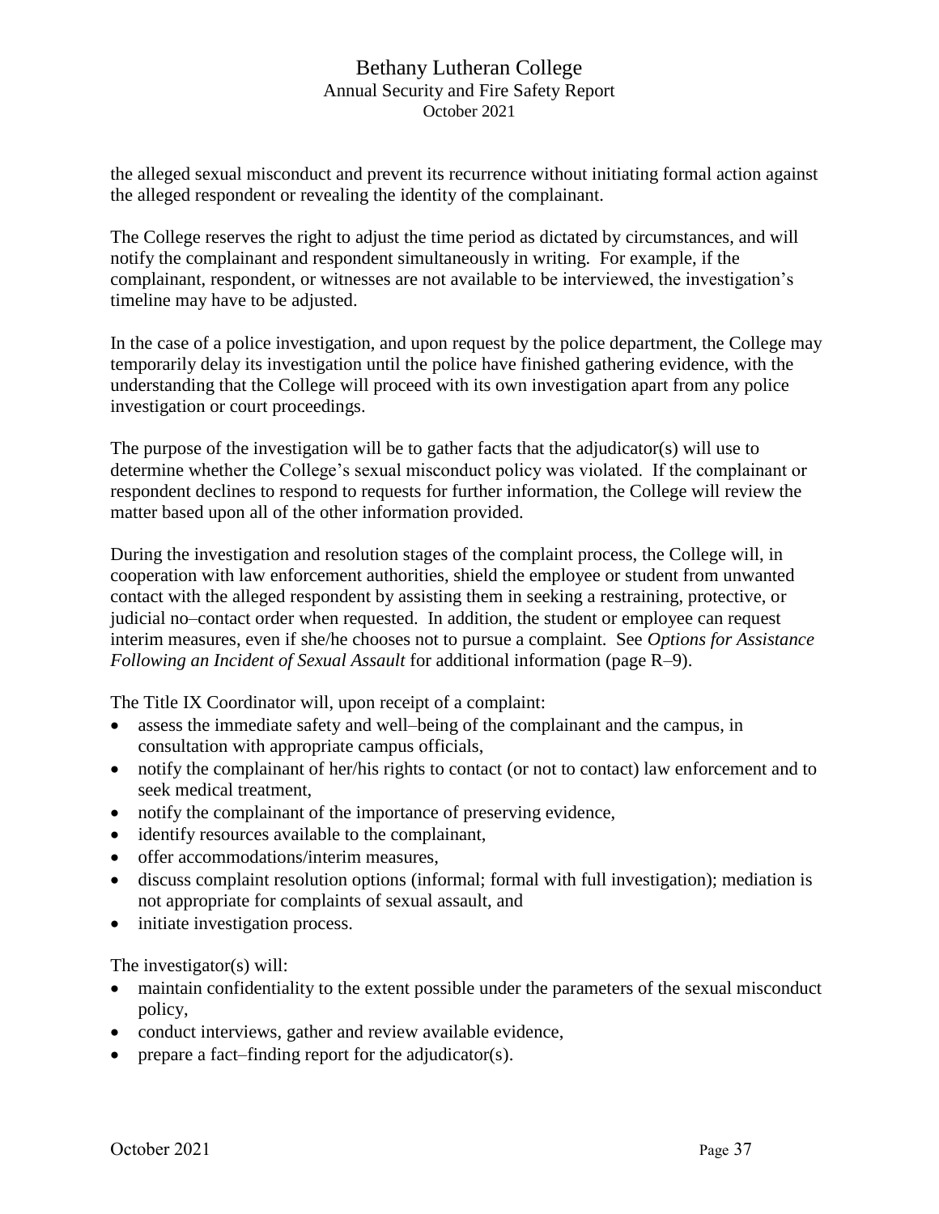the alleged sexual misconduct and prevent its recurrence without initiating formal action against the alleged respondent or revealing the identity of the complainant.

The College reserves the right to adjust the time period as dictated by circumstances, and will notify the complainant and respondent simultaneously in writing. For example, if the complainant, respondent, or witnesses are not available to be interviewed, the investigation's timeline may have to be adjusted.

In the case of a police investigation, and upon request by the police department, the College may temporarily delay its investigation until the police have finished gathering evidence, with the understanding that the College will proceed with its own investigation apart from any police investigation or court proceedings.

The purpose of the investigation will be to gather facts that the adjudicator(s) will use to determine whether the College's sexual misconduct policy was violated. If the complainant or respondent declines to respond to requests for further information, the College will review the matter based upon all of the other information provided.

During the investigation and resolution stages of the complaint process, the College will, in cooperation with law enforcement authorities, shield the employee or student from unwanted contact with the alleged respondent by assisting them in seeking a restraining, protective, or judicial no–contact order when requested. In addition, the student or employee can request interim measures, even if she/he chooses not to pursue a complaint. See *Options for Assistance Following an Incident of Sexual Assault* for additional information (page R–9).

The Title IX Coordinator will, upon receipt of a complaint:

- assess the immediate safety and well–being of the complainant and the campus, in consultation with appropriate campus officials,
- notify the complainant of her/his rights to contact (or not to contact) law enforcement and to seek medical treatment,
- notify the complainant of the importance of preserving evidence,
- identify resources available to the complainant,
- offer accommodations/interim measures,
- discuss complaint resolution options (informal; formal with full investigation); mediation is not appropriate for complaints of sexual assault, and
- initiate investigation process.

The investigator(s) will:

- maintain confidentiality to the extent possible under the parameters of the sexual misconduct policy,
- conduct interviews, gather and review available evidence,
- prepare a fact–finding report for the adjudicator(s).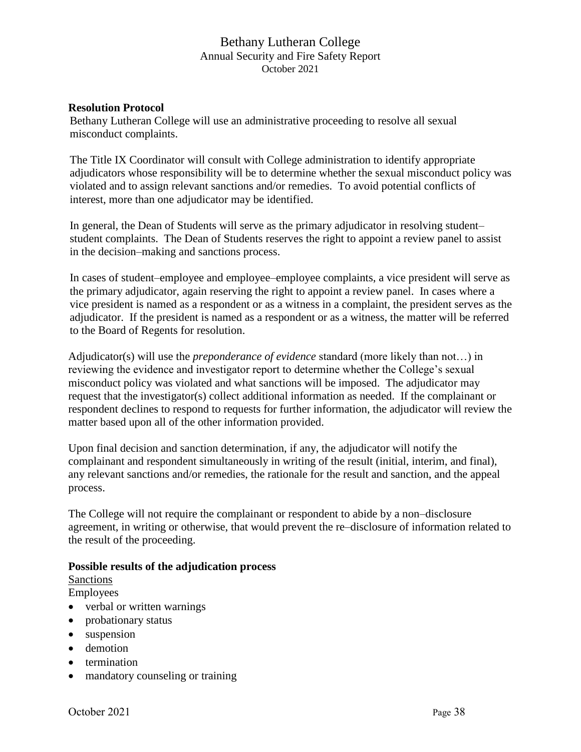**Resolution Protocol**

Bethany Lutheran College will use an administrative proceeding to resolve all sexual misconduct complaints.

The Title IX Coordinator will consult with College administration to identify appropriate adjudicators whose responsibility will be to determine whether the sexual misconduct policy was violated and to assign relevant sanctions and/or remedies. To avoid potential conflicts of interest, more than one adjudicator may be identified.

In general, the Dean of Students will serve as the primary adjudicator in resolving student–student complaints. The Dean of Students reserves the right to appoint a review panel to assist in the decision–making and sanctions process.

In cases of student–employee and employee–employee complaints, a vice president will serve as the primary adjudicator, again reserving the right to appoint a review panel. In cases where a vice president is named as a respondent or as a witness in a complaint, the president serves as the adjudicator. If the president is named as a respondent or as a witness, the matter will be referred to the Board of Regents for resolution.

Adjudicator(s) will use the *preponderance of evidence* standard (more likely than not…) in reviewing the evidence and investigator report to determine whether the College's sexual misconduct policy was violated and what sanctions will be imposed. The adjudicator may request that the investigator(s) collect additional information as needed. If the complainant or respondent declines to respond to requests for further information, the adjudicator will review the matter based upon all of the other information provided.

Upon final decision and sanction determination, if any, the adjudicator will notify the complainant and respondent simultaneously in writing of the result (initial, interim, and final), any relevant sanctions and/or remedies, the rationale for the result and sanction, and the appeal process.

The College will not require the complainant or respondent to abide by a non–disclosure agreement, in writing or otherwise, that would prevent the re–disclosure of information related to the result of the proceeding.

**Possible results of the adjudication process**

<u>Sanctions</u>

Employees

- verbal or written warnings
- probationary status
- suspension
- demotion
- termination
- mandatory counseling or training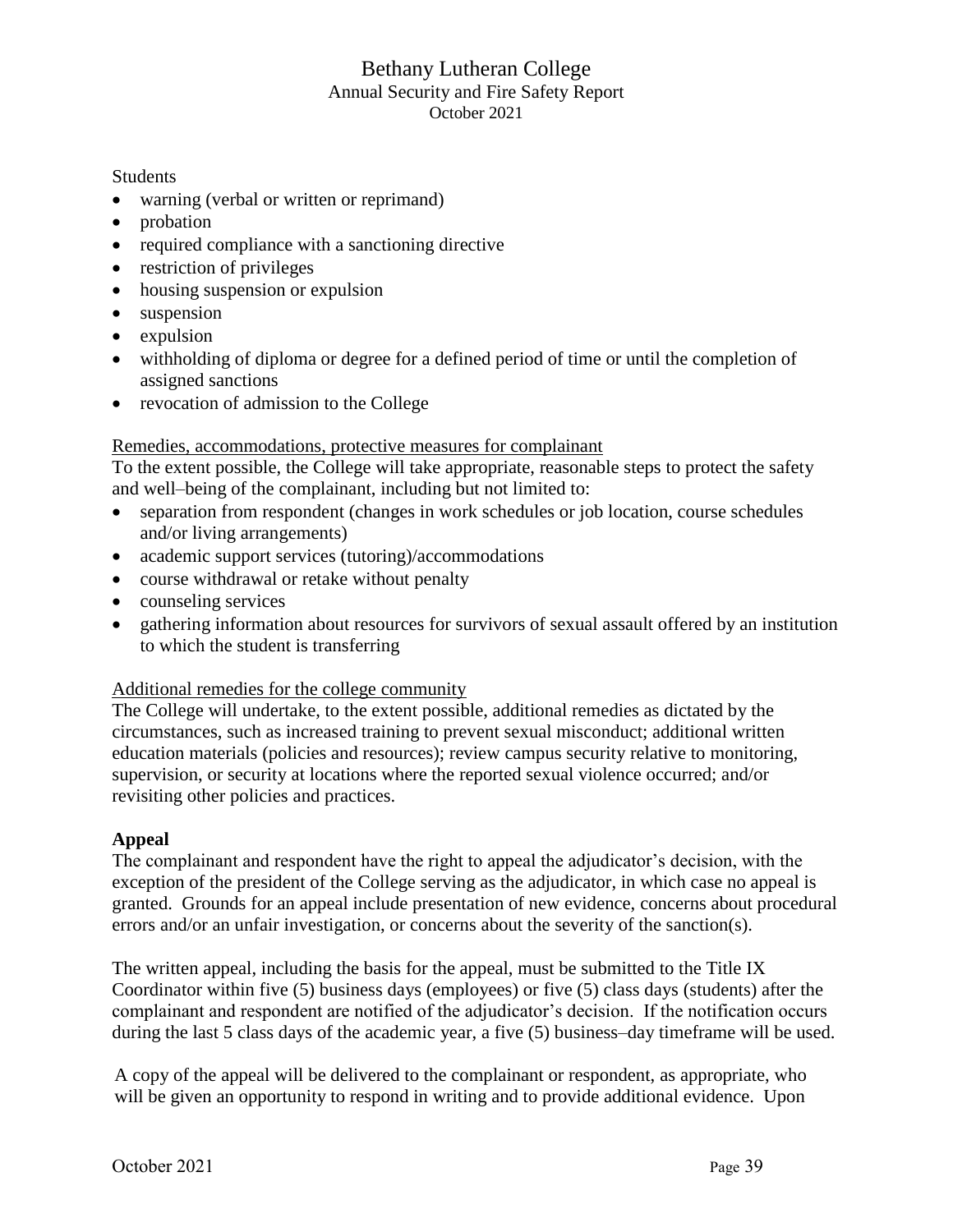Students

- warning (verbal or written or reprimand)
- probation
- required compliance with a sanctioning directive
- restriction of privileges
- housing suspension or expulsion
- suspension
- expulsion
- withholding of diploma or degree for a defined period of time or until the completion of assigned sanctions
- revocation of admission to the College

Remedies, accommodations, protective measures for complainant

To the extent possible, the College will take appropriate, reasonable steps to protect the safety and well–being of the complainant, including but not limited to:

- separation from respondent (changes in work schedules or job location, course schedules and/or living arrangements)
- academic support services (tutoring)/accommodations
- course withdrawal or retake without penalty
- counseling services
- gathering information about resources for survivors of sexual assault offered by an institution to which the student is transferring

Additional remedies for the college community

The College will undertake, to the extent possible, additional remedies as dictated by the circumstances, such as increased training to prevent sexual misconduct; additional written education materials (policies and resources); review campus security relative to monitoring, supervision, or security at locations where the reported sexual violence occurred; and/or revisiting other policies and practices.

**Appeal**

The complainant and respondent have the right to appeal the adjudicator's decision, with the exception of the president of the College serving as the adjudicator, in which case no appeal is granted. Grounds for an appeal include presentation of new evidence, concerns about procedural errors and/or an unfair investigation, or concerns about the severity of the sanction(s).

The written appeal, including the basis for the appeal, must be submitted to the Title IX Coordinator within five (5) business days (employees) or five (5) class days (students) after the complainant and respondent are notified of the adjudicator's decision. If the notification occurs during the last 5 class days of the academic year, a five (5) business–day timeframe will be used.

A copy of the appeal will be delivered to the complainant or respondent, as appropriate, who will be given an opportunity to respond in writing and to provide additional evidence. Upon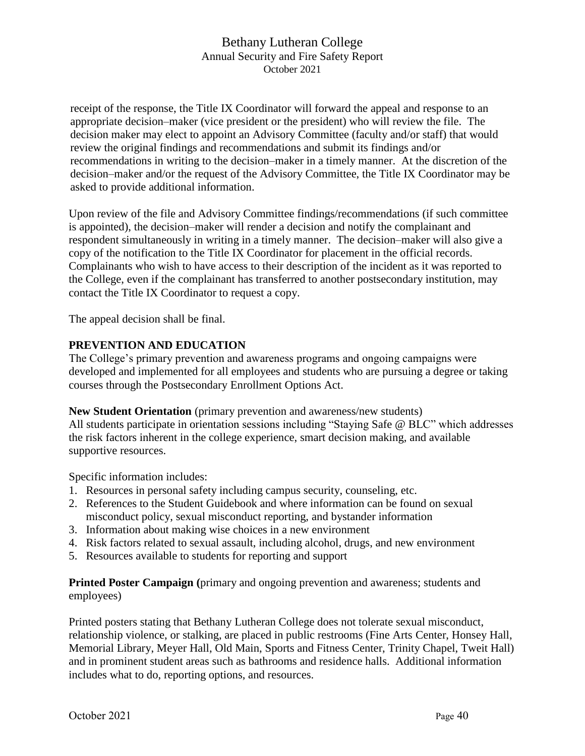receipt of the response, the Title IX Coordinator will forward the appeal and response to an appropriate decision–maker (vice president or the president) who will review the file. The decision maker may elect to appoint an Advisory Committee (faculty and/or staff) that would review the original findings and recommendations and submit its findings and/or recommendations in writing to the decision–maker in a timely manner. At the discretion of the decision–maker and/or the request of the Advisory Committee, the Title IX Coordinator may be asked to provide additional information.

Upon review of the file and Advisory Committee findings/recommendations (if such committee is appointed), the decision–maker will render a decision and notify the complainant and respondent simultaneously in writing in a timely manner. The decision–maker will also give a copy of the notification to the Title IX Coordinator for placement in the official records. Complainants who wish to have access to their description of the incident as it was reported to the College, even if the complainant has transferred to another postsecondary institution, may contact the Title IX Coordinator to request a copy.

The appeal decision shall be final.

## PREVENTION AND EDUCATION

The College's primary prevention and awareness programs and ongoing campaigns were developed and implemented for all employees and students who are pursuing a degree or taking courses through the Postsecondary Enrollment Options Act.

**New Student Orientation** (primary prevention and awareness/new students)
All students participate in orientation sessions including "Staying Safe @ BLC" which addresses the risk factors inherent in the college experience, smart decision making, and available supportive resources.

Specific information includes:

1. Resources in personal safety including campus security, counseling, etc.
2. References to the Student Guidebook and where information can be found on sexual misconduct policy, sexual misconduct reporting, and bystander information
3. Information about making wise choices in a new environment
4. Risk factors related to sexual assault, including alcohol, drugs, and new environment
5. Resources available to students for reporting and support

**Printed Poster Campaign (**primary and ongoing prevention and awareness; students and employees)

Printed posters stating that Bethany Lutheran College does not tolerate sexual misconduct, relationship violence, or stalking, are placed in public restrooms (Fine Arts Center, Honsey Hall, Memorial Library, Meyer Hall, Old Main, Sports and Fitness Center, Trinity Chapel, Tweit Hall) and in prominent student areas such as bathrooms and residence halls. Additional information includes what to do, reporting options, and resources.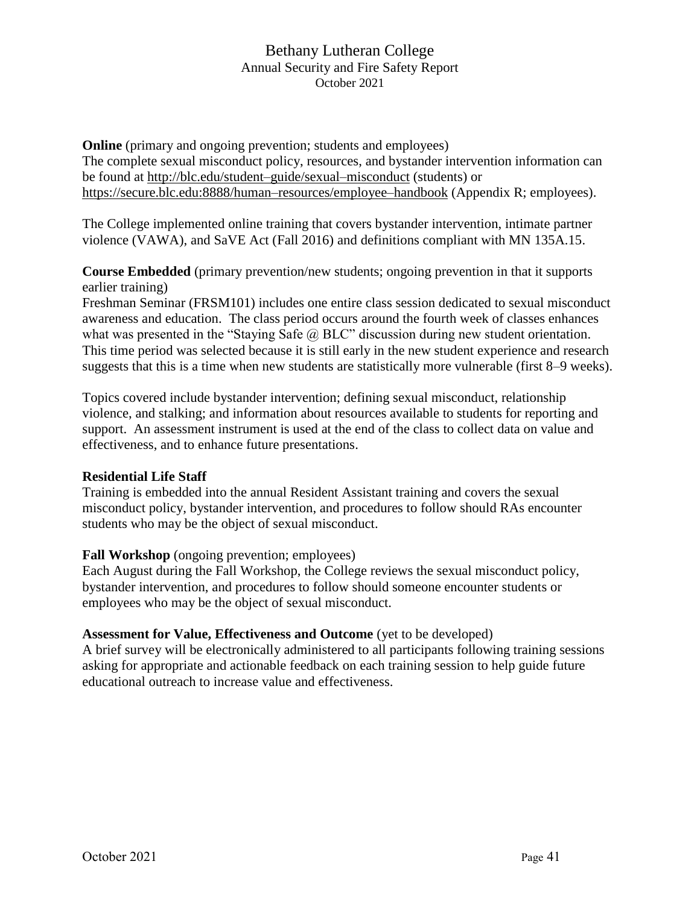**Online** (primary and ongoing prevention; students and employees)
The complete sexual misconduct policy, resources, and bystander intervention information can be found at http://blc.edu/student–guide/sexual–misconduct (students) or https://secure.blc.edu:8888/human–resources/employee–handbook (Appendix R; employees).

The College implemented online training that covers bystander intervention, intimate partner violence (VAWA), and SaVE Act (Fall 2016) and definitions compliant with MN 135A.15.

**Course Embedded** (primary prevention/new students; ongoing prevention in that it supports earlier training)
Freshman Seminar (FRSM101) includes one entire class session dedicated to sexual misconduct awareness and education. The class period occurs around the fourth week of classes enhances what was presented in the "Staying Safe @ BLC" discussion during new student orientation. This time period was selected because it is still early in the new student experience and research suggests that this is a time when new students are statistically more vulnerable (first 8–9 weeks).

Topics covered include bystander intervention; defining sexual misconduct, relationship violence, and stalking; and information about resources available to students for reporting and support. An assessment instrument is used at the end of the class to collect data on value and effectiveness, and to enhance future presentations.

**Residential Life Staff**
Training is embedded into the annual Resident Assistant training and covers the sexual misconduct policy, bystander intervention, and procedures to follow should RAs encounter students who may be the object of sexual misconduct.

**Fall Workshop** (ongoing prevention; employees)
Each August during the Fall Workshop, the College reviews the sexual misconduct policy, bystander intervention, and procedures to follow should someone encounter students or employees who may be the object of sexual misconduct.

**Assessment for Value, Effectiveness and Outcome** (yet to be developed)
A brief survey will be electronically administered to all participants following training sessions asking for appropriate and actionable feedback on each training session to help guide future educational outreach to increase value and effectiveness.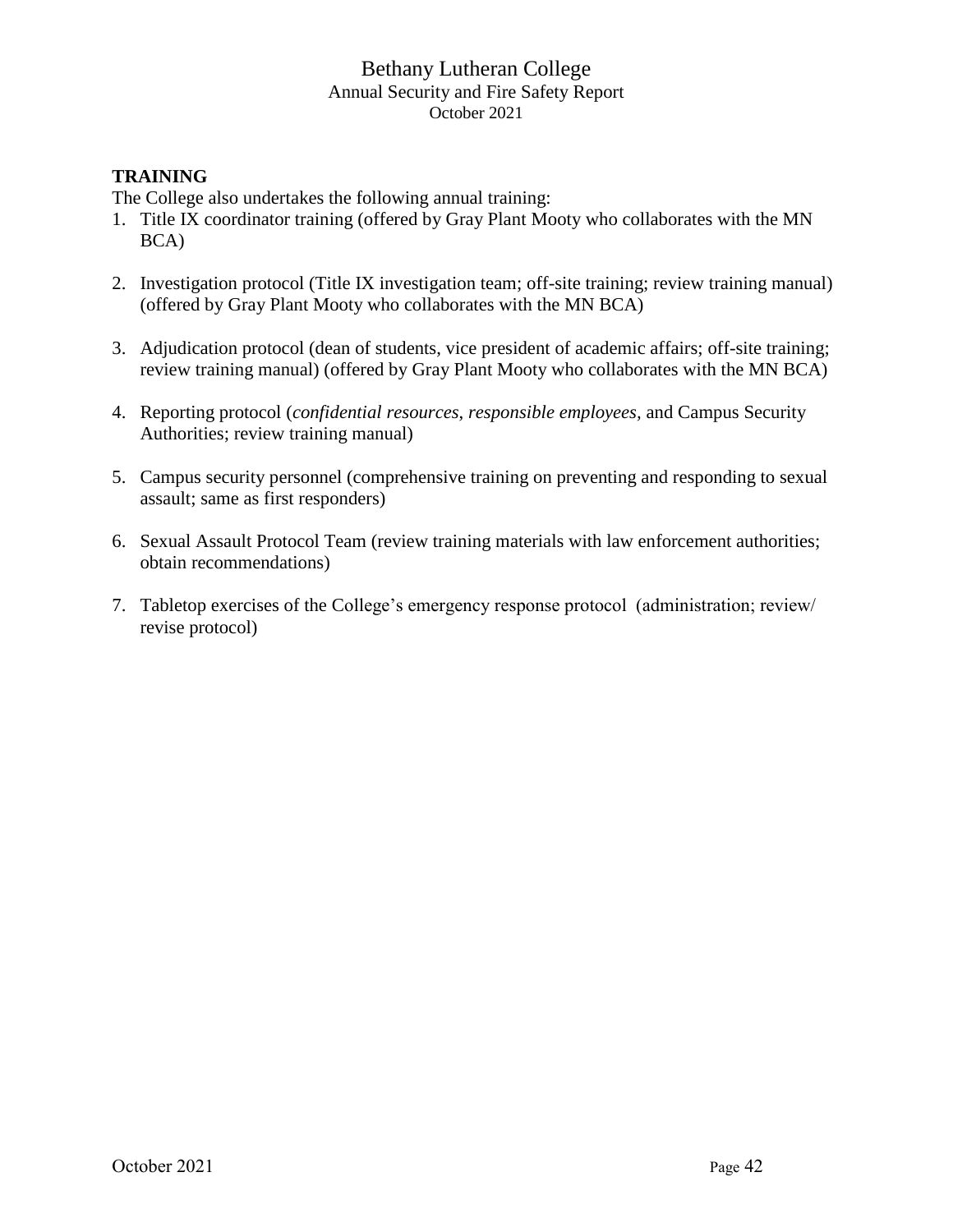## TRAINING

The College also undertakes the following annual training:

1. Title IX coordinator training (offered by Gray Plant Mooty who collaborates with the MN BCA)

2. Investigation protocol (Title IX investigation team; off-site training; review training manual) (offered by Gray Plant Mooty who collaborates with the MN BCA)

3. Adjudication protocol (dean of students, vice president of academic affairs; off-site training; review training manual) (offered by Gray Plant Mooty who collaborates with the MN BCA)

4. Reporting protocol (*confidential resources*, *responsible employees,* and Campus Security Authorities; review training manual)

5. Campus security personnel (comprehensive training on preventing and responding to sexual assault; same as first responders)

6. Sexual Assault Protocol Team (review training materials with law enforcement authorities; obtain recommendations)

7. Tabletop exercises of the College's emergency response protocol (administration; review/ revise protocol)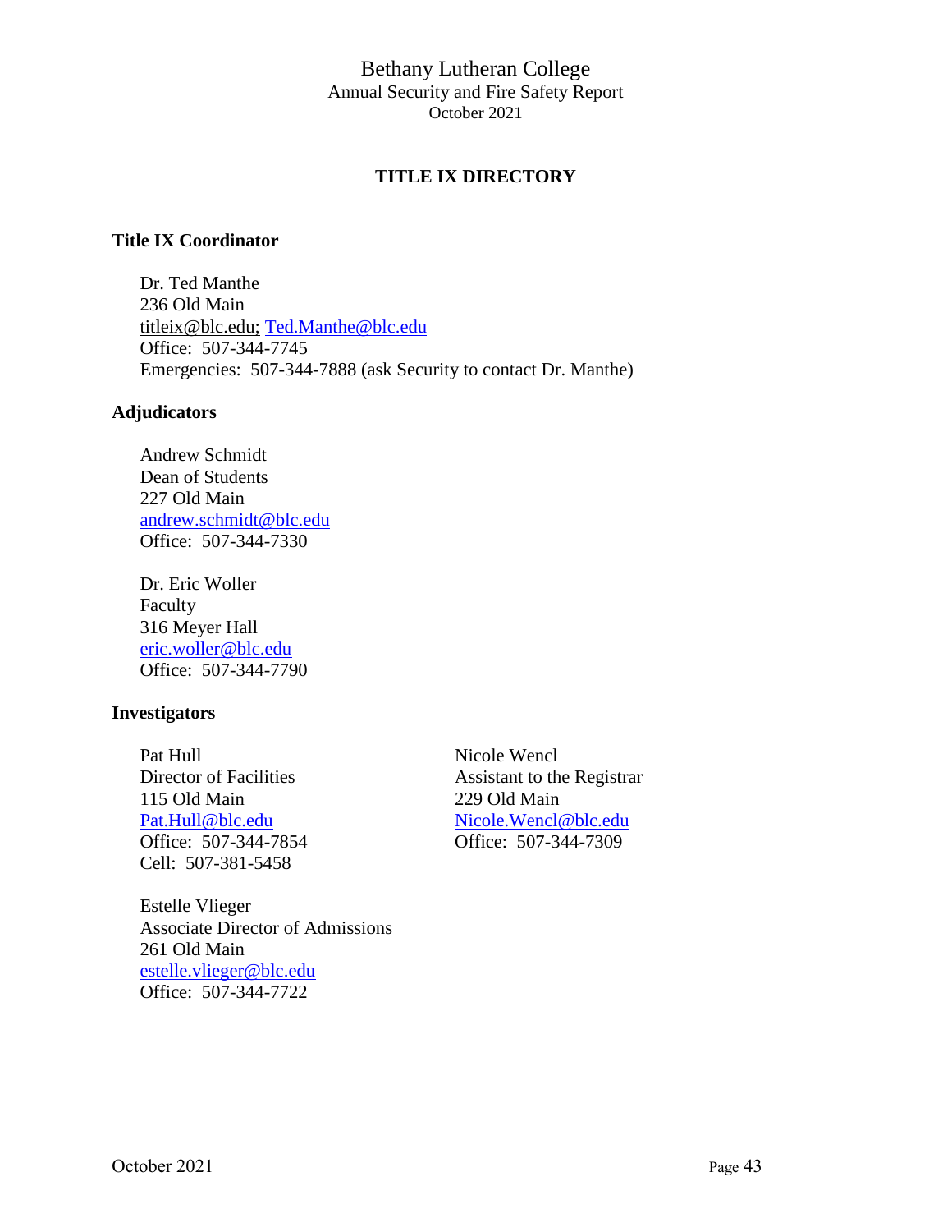## TITLE IX DIRECTORY

### Title IX Coordinator

Dr. Ted Manthe
236 Old Main
titleix@blc.edu; Ted.Manthe@blc.edu
Office: 507-344-7745
Emergencies: 507-344-7888 (ask Security to contact Dr. Manthe)

### Adjudicators

Andrew Schmidt
Dean of Students
227 Old Main
andrew.schmidt@blc.edu
Office: 507-344-7330

Dr. Eric Woller
Faculty
316 Meyer Hall
eric.woller@blc.edu
Office: 507-344-7790

### Investigators

Pat Hull
Director of Facilities
115 Old Main
Pat.Hull@blc.edu
Office: 507-344-7854
Cell: 507-381-5458

Nicole Wencl
Assistant to the Registrar
229 Old Main
Nicole.Wencl@blc.edu
Office: 507-344-7309

Estelle Vlieger
Associate Director of Admissions
261 Old Main
estelle.vlieger@blc.edu
Office: 507-344-7722